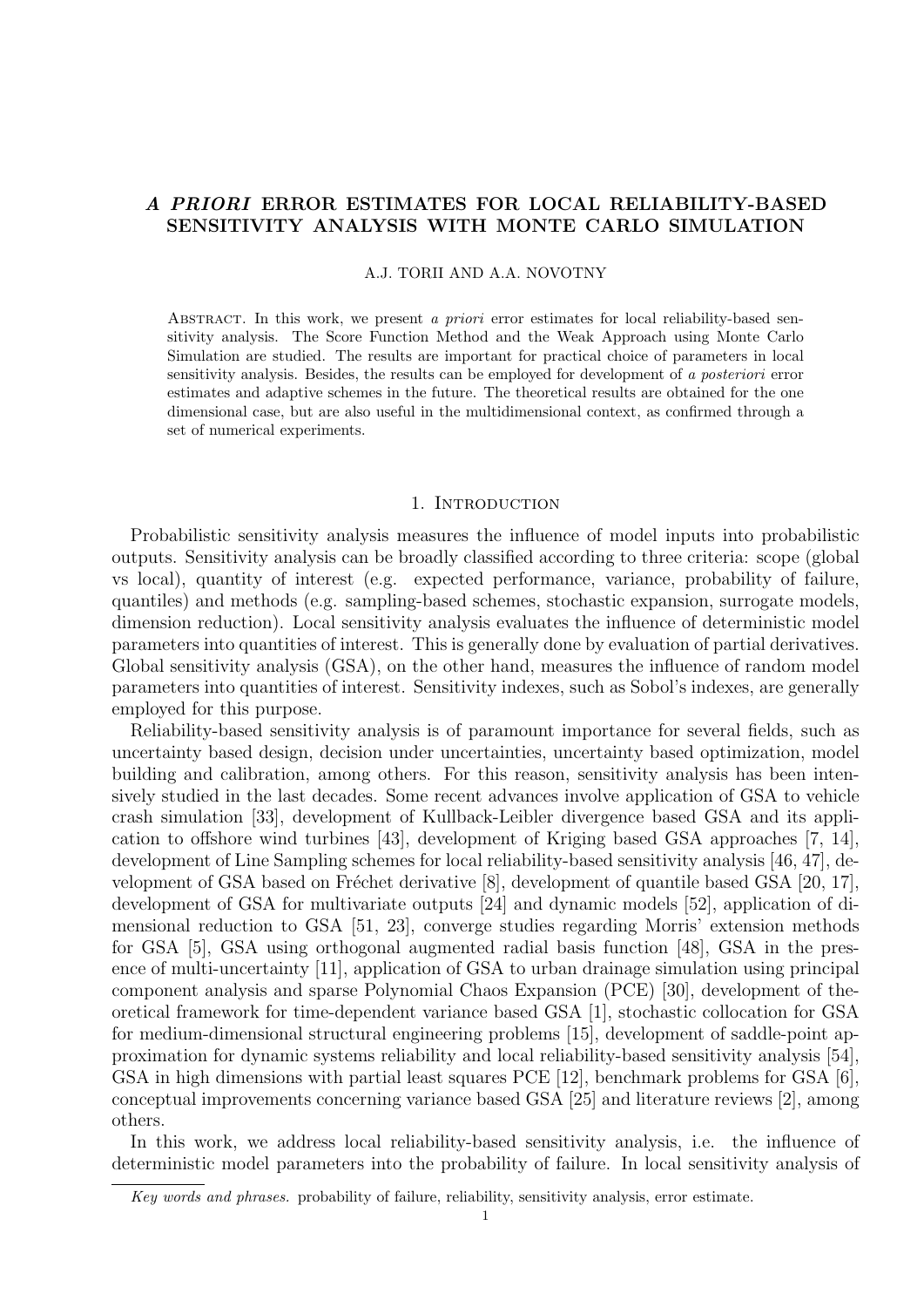# *A PRIORI* ERROR ESTIMATES FOR LOCAL RELIABILITY-BASED SENSITIVITY ANALYSIS WITH MONTE CARLO SIMULATION

A.J. TORII AND A.A. NOVOTNY

Abstract. In this work, we present *a priori* error estimates for local reliability-based sensitivity analysis. The Score Function Method and the Weak Approach using Monte Carlo Simulation are studied. The results are important for practical choice of parameters in local sensitivity analysis. Besides, the results can be employed for development of *a posteriori* error estimates and adaptive schemes in the future. The theoretical results are obtained for the one dimensional case, but are also useful in the multidimensional context, as confirmed through a set of numerical experiments.

## 1. Introduction

Probabilistic sensitivity analysis measures the influence of model inputs into probabilistic outputs. Sensitivity analysis can be broadly classified according to three criteria: scope (global vs local), quantity of interest (e.g. expected performance, variance, probability of failure, quantiles) and methods (e.g. sampling-based schemes, stochastic expansion, surrogate models, dimension reduction). Local sensitivity analysis evaluates the influence of deterministic model parameters into quantities of interest. This is generally done by evaluation of partial derivatives. Global sensitivity analysis (GSA), on the other hand, measures the influence of random model parameters into quantities of interest. Sensitivity indexes, such as Sobol's indexes, are generally employed for this purpose.

Reliability-based sensitivity analysis is of paramount importance for several fields, such as uncertainty based design, decision under uncertainties, uncertainty based optimization, model building and calibration, among others. For this reason, sensitivity analysis has been intensively studied in the last decades. Some recent advances involve application of GSA to vehicle crash simulation [33], development of Kullback-Leibler divergence based GSA and its application to offshore wind turbines [43], development of Kriging based GSA approaches [7, 14], development of Line Sampling schemes for local reliability-based sensitivity analysis [46, 47], development of GSA based on Fréchet derivative [8], development of quantile based GSA [20, 17], development of GSA for multivariate outputs [24] and dynamic models [52], application of dimensional reduction to GSA [51, 23], converge studies regarding Morris' extension methods for GSA [5], GSA using orthogonal augmented radial basis function [48], GSA in the presence of multi-uncertainty [11], application of GSA to urban drainage simulation using principal component analysis and sparse Polynomial Chaos Expansion (PCE) [30], development of theoretical framework for time-dependent variance based GSA [1], stochastic collocation for GSA for medium-dimensional structural engineering problems [15], development of saddle-point approximation for dynamic systems reliability and local reliability-based sensitivity analysis [54], GSA in high dimensions with partial least squares PCE [12], benchmark problems for GSA [6], conceptual improvements concerning variance based GSA [25] and literature reviews [2], among others.

In this work, we address local reliability-based sensitivity analysis, i.e. the influence of deterministic model parameters into the probability of failure. In local sensitivity analysis of

*Key words and phrases.* probability of failure, reliability, sensitivity analysis, error estimate.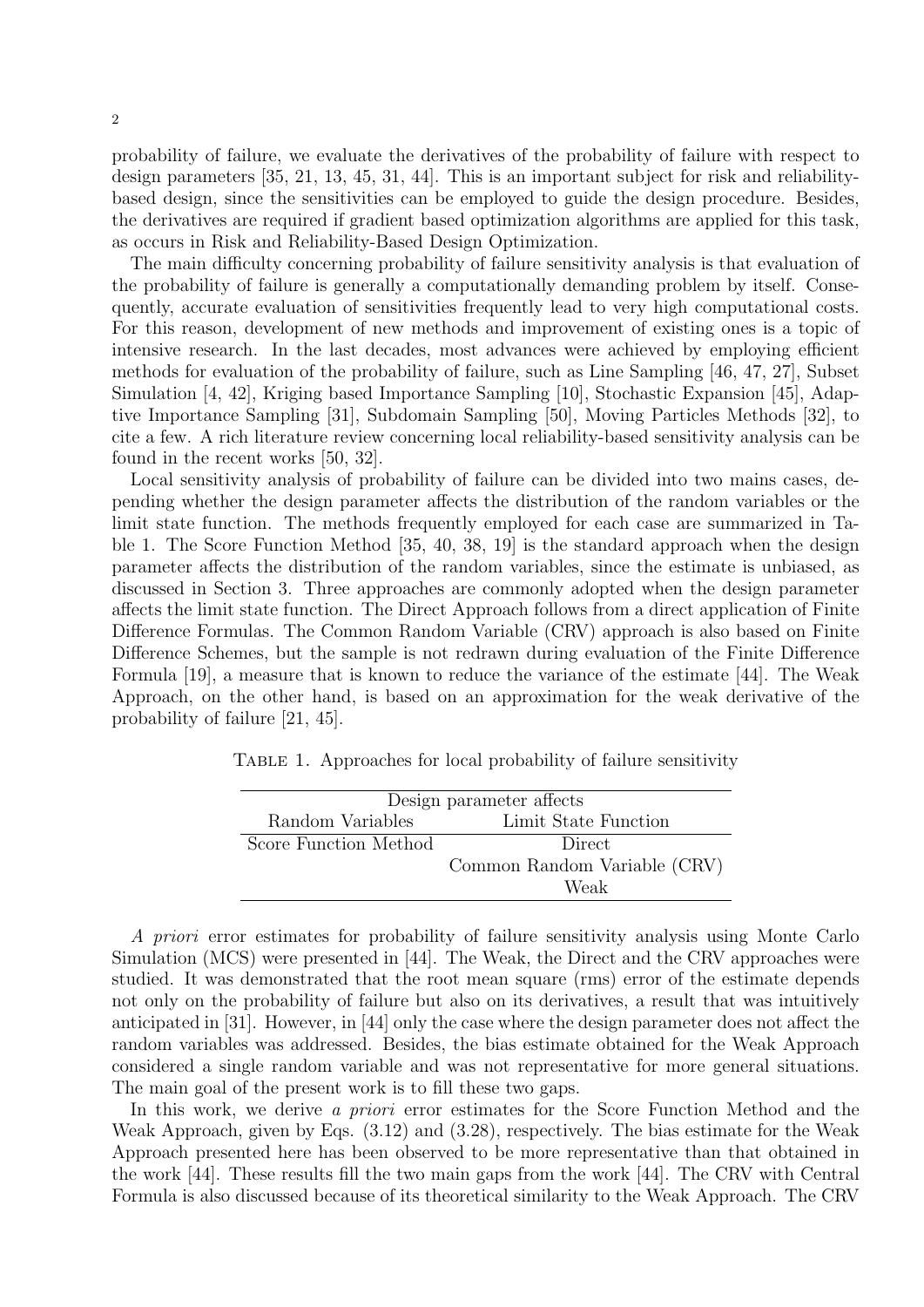probability of failure, we evaluate the derivatives of the probability of failure with respect to design parameters [35, 21, 13, 45, 31, 44]. This is an important subject for risk and reliability-based design, since the sensitivities can be employed to guide the design procedure. Besides, the derivatives are required if gradient based optimization algorithms are applied for this task, as occurs in Risk and Reliability-Based Design Optimization.

The main difficulty concerning probability of failure sensitivity analysis is that evaluation of the probability of failure is generally a computationally demanding problem by itself. Consequently, accurate evaluation of sensitivities frequently lead to very high computational costs. For this reason, development of new methods and improvement of existing ones is a topic of intensive research. In the last decades, most advances were achieved by employing efficient methods for evaluation of the probability of failure, such as Line Sampling [46, 47, 27], Subset Simulation [4, 42], Kriging based Importance Sampling [10], Stochastic Expansion [45], Adaptive Importance Sampling [31], Subdomain Sampling [50], Moving Particles Methods [32], to cite a few. A rich literature review concerning local reliability-based sensitivity analysis can be found in the recent works [50, 32].

Local sensitivity analysis of probability of failure can be divided into two mains cases, depending whether the design parameter affects the distribution of the random variables or the limit state function. The methods frequently employed for each case are summarized in Table 1. The Score Function Method [35, 40, 38, 19] is the standard approach when the design parameter affects the distribution of the random variables, since the estimate is unbiased, as discussed in Section 3. Three approaches are commonly adopted when the design parameter affects the limit state function. The Direct Approach follows from a direct application of Finite Difference Formulas. The Common Random Variable (CRV) approach is also based on Finite Difference Schemes, but the sample is not redrawn during evaluation of the Finite Difference Formula [19], a measure that is known to reduce the variance of the estimate [44]. The Weak Approach, on the other hand, is based on an approximation for the weak derivative of the probability of failure [21, 45].

Table 1. Approaches for local probability of failure sensitivity

| Design parameter affects | |
|---|---|
| Random Variables | Limit State Function |
| Score Function Method | Direct |
| | Common Random Variable (CRV) |
| | Weak |

*A priori* error estimates for probability of failure sensitivity analysis using Monte Carlo Simulation (MCS) were presented in [44]. The Weak, the Direct and the CRV approaches were studied. It was demonstrated that the root mean square (rms) error of the estimate depends not only on the probability of failure but also on its derivatives, a result that was intuitively anticipated in [31]. However, in [44] only the case where the design parameter does not affect the random variables was addressed. Besides, the bias estimate obtained for the Weak Approach considered a single random variable and was not representative for more general situations. The main goal of the present work is to fill these two gaps.

In this work, we derive *a priori* error estimates for the Score Function Method and the Weak Approach, given by Eqs. (3.12) and (3.28), respectively. The bias estimate for the Weak Approach presented here has been observed to be more representative than that obtained in the work [44]. These results fill the two main gaps from the work [44]. The CRV with Central Formula is also discussed because of its theoretical similarity to the Weak Approach. The CRV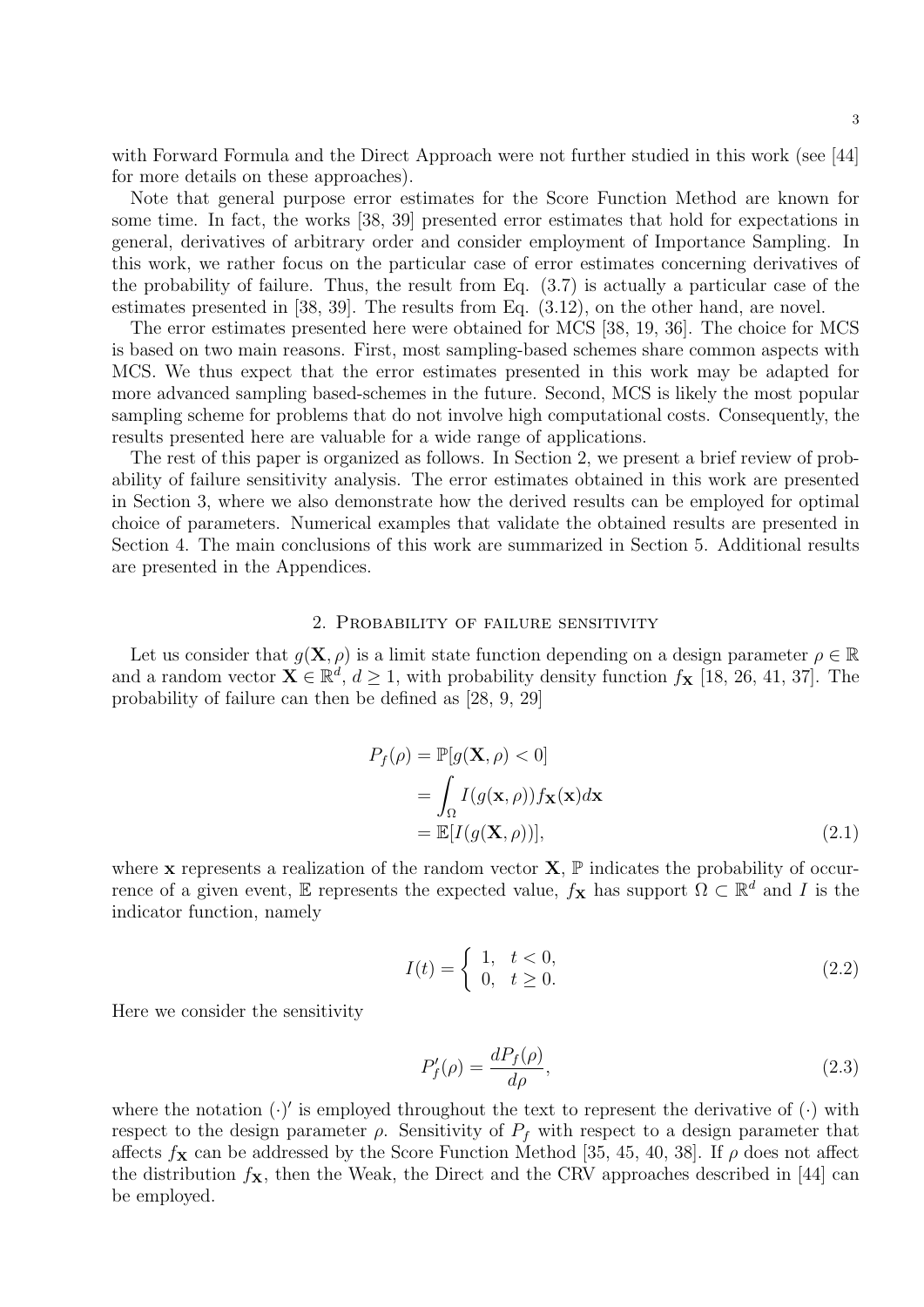with Forward Formula and the Direct Approach were not further studied in this work (see [44] for more details on these approaches).

Note that general purpose error estimates for the Score Function Method are known for some time. In fact, the works [38, 39] presented error estimates that hold for expectations in general, derivatives of arbitrary order and consider employment of Importance Sampling. In this work, we rather focus on the particular case of error estimates concerning derivatives of the probability of failure. Thus, the result from Eq. (3.7) is actually a particular case of the estimates presented in [38, 39]. The results from Eq. (3.12), on the other hand, are novel.

The error estimates presented here were obtained for MCS [38, 19, 36]. The choice for MCS is based on two main reasons. First, most sampling-based schemes share common aspects with MCS. We thus expect that the error estimates presented in this work may be adapted for more advanced sampling based-schemes in the future. Second, MCS is likely the most popular sampling scheme for problems that do not involve high computational costs. Consequently, the results presented here are valuable for a wide range of applications.

The rest of this paper is organized as follows. In Section 2, we present a brief review of probability of failure sensitivity analysis. The error estimates obtained in this work are presented in Section 3, where we also demonstrate how the derived results can be employed for optimal choice of parameters. Numerical examples that validate the obtained results are presented in Section 4. The main conclusions of this work are summarized in Section 5. Additional results are presented in the Appendices.

## 2. Probability of failure sensitivity

Let us consider that $g(\mathbf{X}, \rho)$ is a limit state function depending on a design parameter $\rho \in \mathbb{R}$ and a random vector $\mathbf{X} \in \mathbb{R}^d$, $d \geq 1$, with probability density function $f_{\mathbf{X}}$ [18, 26, 41, 37]. The probability of failure can then be defined as [28, 9, 29]

$$
\begin{aligned}
P_f(\rho) &= \mathbb{P}[g(\mathbf{X}, \rho) < 0] \\
&= \int_{\Omega} I(g(\mathbf{x}, \rho)) f_{\mathbf{X}}(\mathbf{x}) d\mathbf{x} \\
&= \mathbb{E}[I(g(\mathbf{X}, \rho))],
\end{aligned}
\tag{2.1}
$$

where $\mathbf{x}$ represents a realization of the random vector $\mathbf{X}$, $\mathbb{P}$ indicates the probability of occurrence of a given event, $\mathbb{E}$ represents the expected value, $f_{\mathbf{X}}$ has support $\Omega \subset \mathbb{R}^d$ and $I$ is the indicator function, namely

$$
I(t) = \begin{cases} 1, & t < 0, \\ 0, & t \geq 0. \end{cases}
\tag{2.2}
$$

Here we consider the sensitivity

$$
P_f'(\rho) = \frac{dP_f(\rho)}{d\rho},
\tag{2.3}
$$

where the notation $(\cdot)'$ is employed throughout the text to represent the derivative of $(\cdot)$ with respect to the design parameter $\rho$. Sensitivity of $P_f$ with respect to a design parameter that affects $f_{\mathbf{X}}$ can be addressed by the Score Function Method [35, 45, 40, 38]. If $\rho$ does not affect the distribution $f_{\mathbf{X}}$, then the Weak, the Direct and the CRV approaches described in [44] can be employed.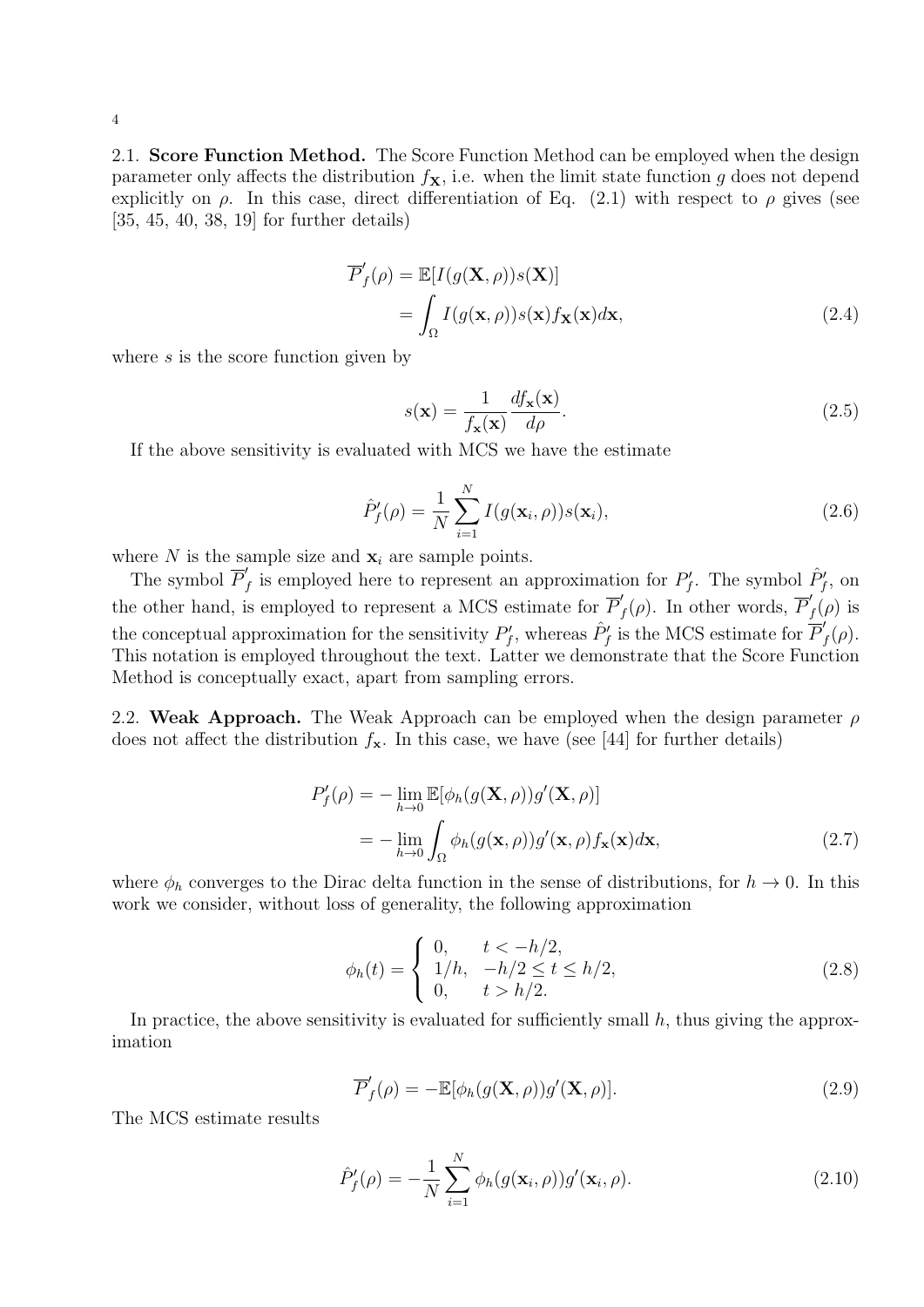2.1. **Score Function Method.** The Score Function Method can be employed when the design parameter only affects the distribution $f_{\mathbf{X}}$, i.e. when the limit state function $g$ does not depend explicitly on $\rho$. In this case, direct differentiation of Eq. (2.1) with respect to $\rho$ gives (see [35, 45, 40, 38, 19] for further details)

$$\begin{aligned} \overline{P}'_f(\rho) &= \mathbb{E}[I(g(\mathbf{X},\rho))s(\mathbf{X})] \\ &= \int_\Omega I(g(\mathbf{x},\rho))s(\mathbf{x})f_{\mathbf{X}}(\mathbf{x})d\mathbf{x}, \end{aligned} \tag{2.4}$$

where $s$ is the score function given by

$$s(\mathbf{x}) = \frac{1}{f_{\mathbf{x}}(\mathbf{x})}\frac{df_{\mathbf{x}}(\mathbf{x})}{d\rho}. \tag{2.5}$$

If the above sensitivity is evaluated with MCS we have the estimate

$$\hat{P}'_f(\rho) = \frac{1}{N}\sum_{i=1}^{N} I(g(\mathbf{x}_i,\rho))s(\mathbf{x}_i), \tag{2.6}$$

where $N$ is the sample size and $\mathbf{x}_i$ are sample points.

The symbol $\overline{P}'_f$ is employed here to represent an approximation for $P'_f$. The symbol $\hat{P}'_f$, on the other hand, is employed to represent a MCS estimate for $\overline{P}'_f(\rho)$. In other words, $\overline{P}'_f(\rho)$ is the conceptual approximation for the sensitivity $P'_f$, whereas $\hat{P}'_f$ is the MCS estimate for $\overline{P}'_f(\rho)$. This notation is employed throughout the text. Latter we demonstrate that the Score Function Method is conceptually exact, apart from sampling errors.

2.2. **Weak Approach.** The Weak Approach can be employed when the design parameter $\rho$ does not affect the distribution $f_{\mathbf{x}}$. In this case, we have (see [44] for further details)

$$\begin{aligned} P'_f(\rho) &= -\lim_{h\to 0}\mathbb{E}[\phi_h(g(\mathbf{X},\rho))g'(\mathbf{X},\rho)] \\ &= -\lim_{h\to 0}\int_\Omega \phi_h(g(\mathbf{x},\rho))g'(\mathbf{x},\rho)f_{\mathbf{x}}(\mathbf{x})d\mathbf{x}, \end{aligned} \tag{2.7}$$

where $\phi_h$ converges to the Dirac delta function in the sense of distributions, for $h \to 0$. In this work we consider, without loss of generality, the following approximation

$$\phi_h(t) = \begin{cases} 0, & t < -h/2, \\ 1/h, & -h/2 \leq t \leq h/2, \\ 0, & t > h/2. \end{cases} \tag{2.8}$$

In practice, the above sensitivity is evaluated for sufficiently small $h$, thus giving the approximation

$$\overline{P}'_f(\rho) = -\mathbb{E}[\phi_h(g(\mathbf{X},\rho))g'(\mathbf{X},\rho)]. \tag{2.9}$$

The MCS estimate results

$$\hat{P}'_f(\rho) = -\frac{1}{N}\sum_{i=1}^{N}\phi_h(g(\mathbf{x}_i,\rho))g'(\mathbf{x}_i,\rho). \tag{2.10}$$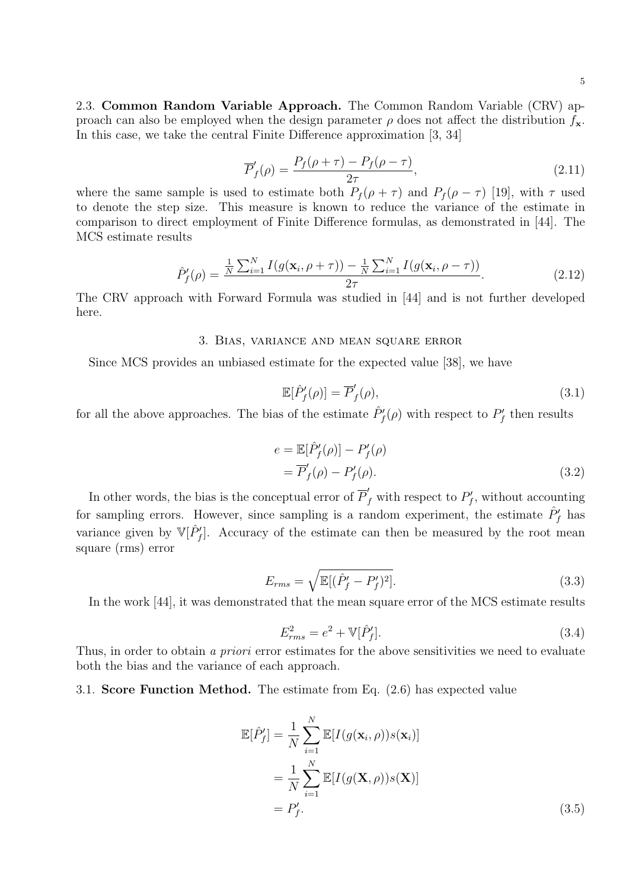2.3. **Common Random Variable Approach.** The Common Random Variable (CRV) approach can also be employed when the design parameter $\rho$ does not affect the distribution $f_{\mathbf{x}}$. In this case, we take the central Finite Difference approximation [3, 34]

$$\overline{P}_f'(\rho) = \frac{P_f(\rho+\tau) - P_f(\rho-\tau)}{2\tau}, \tag{2.11}$$

where the same sample is used to estimate both $P_f(\rho+\tau)$ and $P_f(\rho-\tau)$ [19], with $\tau$ used to denote the step size. This measure is known to reduce the variance of the estimate in comparison to direct employment of Finite Difference formulas, as demonstrated in [44]. The MCS estimate results

$$\hat{P}_f'(\rho) = \frac{\frac{1}{N}\sum_{i=1}^N I(g(\mathbf{x}_i,\rho+\tau)) - \frac{1}{N}\sum_{i=1}^N I(g(\mathbf{x}_i,\rho-\tau))}{2\tau}. \tag{2.12}$$

The CRV approach with Forward Formula was studied in [44] and is not further developed here.

## 3. Bias, variance and mean square error

Since MCS provides an unbiased estimate for the expected value [38], we have

$$\mathbb{E}[\hat{P}_f'(\rho)] = \overline{P}_f'(\rho), \tag{3.1}$$

for all the above approaches. The bias of the estimate $\hat{P}_f'(\rho)$ with respect to $P_f'$ then results

$$\begin{aligned} e &= \mathbb{E}[\hat{P}_f'(\rho)] - P_f'(\rho) \\ &= \overline{P}_f'(\rho) - P_f'(\rho). \end{aligned} \tag{3.2}$$

In other words, the bias is the conceptual error of $\overline{P}_f'$ with respect to $P_f'$, without accounting for sampling errors. However, since sampling is a random experiment, the estimate $\hat{P}_f'$ has variance given by $\mathbb{V}[\hat{P}_f']$. Accuracy of the estimate can then be measured by the root mean square (rms) error

$$E_{rms} = \sqrt{\mathbb{E}[(\hat{P}_f' - P_f')^2]}. \tag{3.3}$$

In the work [44], it was demonstrated that the mean square error of the MCS estimate results

$$E_{rms}^2 = e^2 + \mathbb{V}[\hat{P}_f']. \tag{3.4}$$

Thus, in order to obtain *a priori* error estimates for the above sensitivities we need to evaluate both the bias and the variance of each approach.

3.1. **Score Function Method.** The estimate from Eq. (2.6) has expected value

$$\begin{aligned} \mathbb{E}[\hat{P}_f'] &= \frac{1}{N}\sum_{i=1}^N \mathbb{E}[I(g(\mathbf{x}_i,\rho))s(\mathbf{x}_i)] \\ &= \frac{1}{N}\sum_{i=1}^N \mathbb{E}[I(g(\mathbf{X},\rho))s(\mathbf{X})] \\ &= P_f'. \end{aligned} \tag{3.5}$$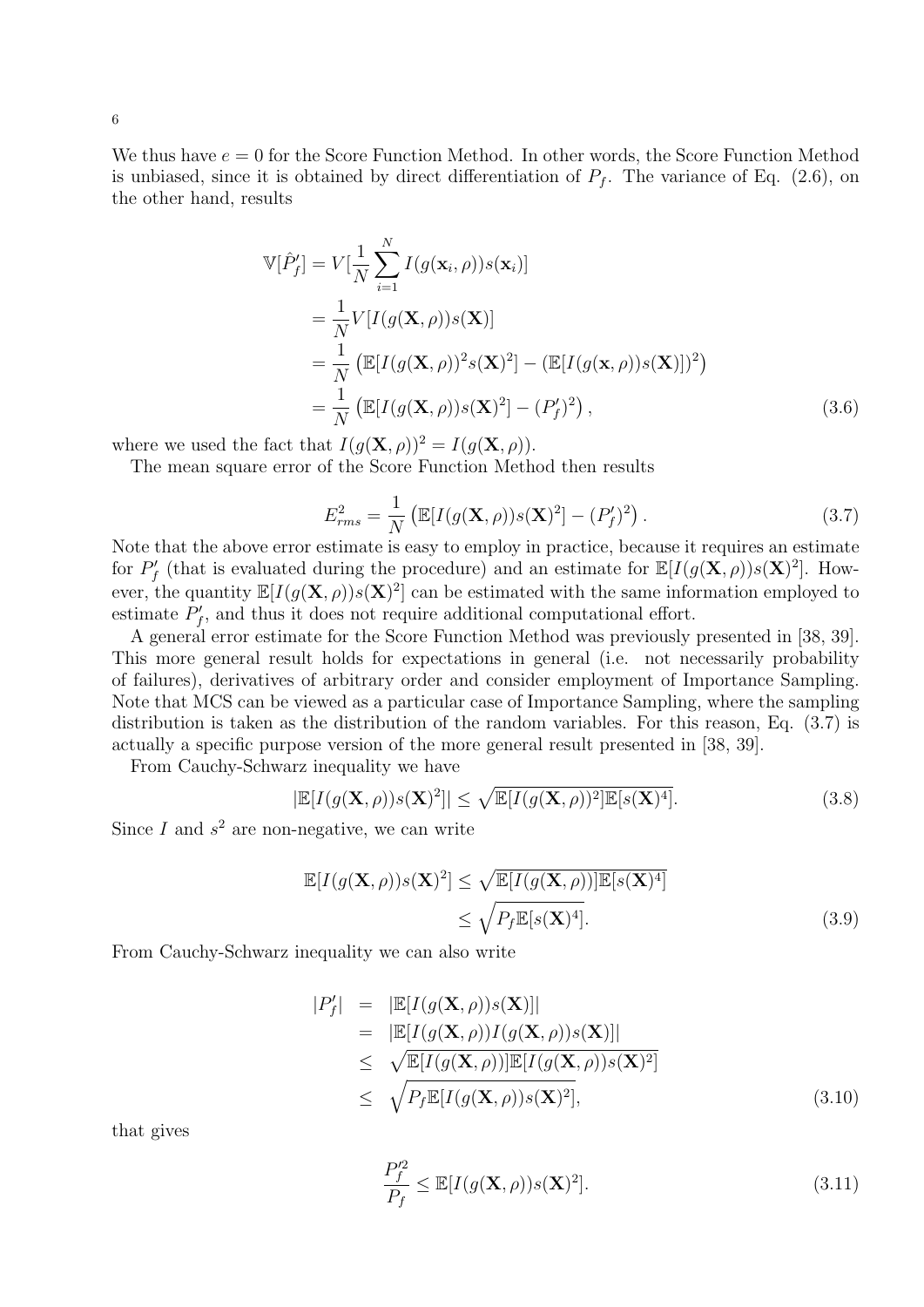We thus have $e = 0$ for the Score Function Method. In other words, the Score Function Method is unbiased, since it is obtained by direct differentiation of $P_f$. The variance of Eq. (2.6), on the other hand, results

$$
\begin{aligned}
\mathbb{V}[\hat{P}_f'] &= V[\frac{1}{N}\sum_{i=1}^{N} I(g(\mathbf{x}_i,\rho))s(\mathbf{x}_i)] \\
&= \frac{1}{N} V[I(g(\mathbf{X},\rho))s(\mathbf{X})] \\
&= \frac{1}{N}\left(\mathbb{E}[I(g(\mathbf{X},\rho))^2 s(\mathbf{X})^2] - (\mathbb{E}[I(g(\mathbf{x},\rho))s(\mathbf{X})])^2\right) \\
&= \frac{1}{N}\left(\mathbb{E}[I(g(\mathbf{X},\rho))s(\mathbf{X})^2] - (P_f')^2\right),
\end{aligned}
\tag{3.6}
$$

where we used the fact that $I(g(\mathbf{X},\rho))^2 = I(g(\mathbf{X},\rho))$.

The mean square error of the Score Function Method then results

$$
E_{rms}^2 = \frac{1}{N}\left(\mathbb{E}[I(g(\mathbf{X},\rho))s(\mathbf{X})^2] - (P_f')^2\right). \tag{3.7}
$$

Note that the above error estimate is easy to employ in practice, because it requires an estimate for $P_f'$ (that is evaluated during the procedure) and an estimate for $\mathbb{E}[I(g(\mathbf{X},\rho))s(\mathbf{X})^2]$. However, the quantity $\mathbb{E}[I(g(\mathbf{X},\rho))s(\mathbf{X})^2]$ can be estimated with the same information employed to estimate $P_f'$, and thus it does not require additional computational effort.

A general error estimate for the Score Function Method was previously presented in [38, 39]. This more general result holds for expectations in general (i.e. not necessarily probability of failures), derivatives of arbitrary order and consider employment of Importance Sampling. Note that MCS can be viewed as a particular case of Importance Sampling, where the sampling distribution is taken as the distribution of the random variables. For this reason, Eq. (3.7) is actually a specific purpose version of the more general result presented in [38, 39].

From Cauchy-Schwarz inequality we have

$$
|\mathbb{E}[I(g(\mathbf{X},\rho))s(\mathbf{X})^2]| \leq \sqrt{\mathbb{E}[I(g(\mathbf{X},\rho))^2]\mathbb{E}[s(\mathbf{X})^4]}. \tag{3.8}
$$

Since $I$ and $s^2$ are non-negative, we can write

$$
\begin{aligned}
\mathbb{E}[I(g(\mathbf{X},\rho))s(\mathbf{X})^2] &\leq \sqrt{\mathbb{E}[I(g(\mathbf{X},\rho))]\mathbb{E}[s(\mathbf{X})^4]} \\
&\leq \sqrt{P_f \mathbb{E}[s(\mathbf{X})^4]}.
\end{aligned}
\tag{3.9}
$$

From Cauchy-Schwarz inequality we can also write

$$
\begin{aligned}
|P_f'| &= |\mathbb{E}[I(g(\mathbf{X},\rho))s(\mathbf{X})]| \\
&= |\mathbb{E}[I(g(\mathbf{X},\rho))I(g(\mathbf{X},\rho))s(\mathbf{X})]| \\
&\leq \sqrt{\mathbb{E}[I(g(\mathbf{X},\rho))]\mathbb{E}[I(g(\mathbf{X},\rho))s(\mathbf{X})^2]} \\
&\leq \sqrt{P_f \mathbb{E}[I(g(\mathbf{X},\rho))s(\mathbf{X})^2]},
\end{aligned}
\tag{3.10}
$$

that gives

$$
\frac{P_f'^2}{P_f} \leq \mathbb{E}[I(g(\mathbf{X},\rho))s(\mathbf{X})^2]. \tag{3.11}
$$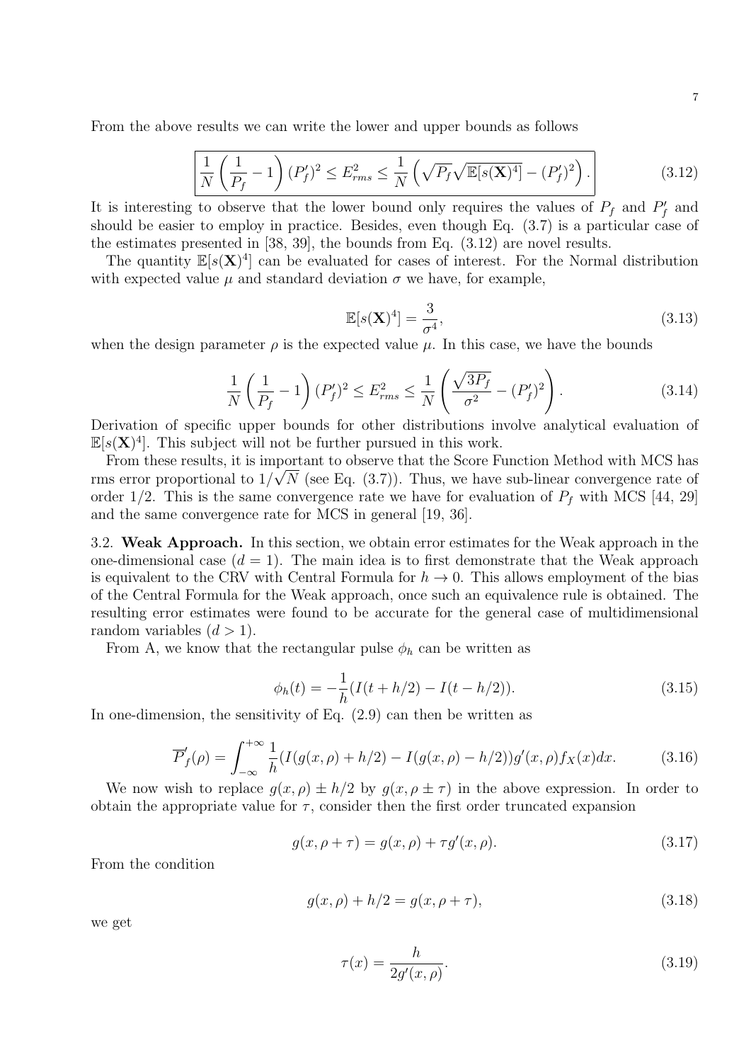From the above results we can write the lower and upper bounds as follows

$$\boxed{\frac{1}{N}\left(\frac{1}{P_f}-1\right)(P_f')^2 \leq E_{rms}^2 \leq \frac{1}{N}\left(\sqrt{P_f}\sqrt{\mathbb{E}[s(\mathbf{X})^4]}-(P_f')^2\right).} \tag{3.12}$$

It is interesting to observe that the lower bound only requires the values of $P_f$ and $P_f'$ and should be easier to employ in practice. Besides, even though Eq. (3.7) is a particular case of the estimates presented in [38, 39], the bounds from Eq. (3.12) are novel results.

The quantity $\mathbb{E}[s(\mathbf{X})^4]$ can be evaluated for cases of interest. For the Normal distribution with expected value $\mu$ and standard deviation $\sigma$ we have, for example,

$$\mathbb{E}[s(\mathbf{X})^4] = \frac{3}{\sigma^4}, \tag{3.13}$$

when the design parameter $\rho$ is the expected value $\mu$. In this case, we have the bounds

$$\frac{1}{N}\left(\frac{1}{P_f}-1\right)(P_f')^2 \leq E_{rms}^2 \leq \frac{1}{N}\left(\frac{\sqrt{3P_f}}{\sigma^2}-(P_f')^2\right). \tag{3.14}$$

Derivation of specific upper bounds for other distributions involve analytical evaluation of $\mathbb{E}[s(\mathbf{X})^4]$. This subject will not be further pursued in this work.

From these results, it is important to observe that the Score Function Method with MCS has rms error proportional to $1/\sqrt{N}$ (see Eq. (3.7)). Thus, we have sub-linear convergence rate of order $1/2$. This is the same convergence rate we have for evaluation of $P_f$ with MCS [44, 29] and the same convergence rate for MCS in general [19, 36].

3.2. **Weak Approach.** In this section, we obtain error estimates for the Weak approach in the one-dimensional case ($d = 1$). The main idea is to first demonstrate that the Weak approach is equivalent to the CRV with Central Formula for $h \to 0$. This allows employment of the bias of the Central Formula for the Weak approach, once such an equivalence rule is obtained. The resulting error estimates were found to be accurate for the general case of multidimensional random variables ($d > 1$).

From A, we know that the rectangular pulse $\phi_h$ can be written as

$$\phi_h(t) = -\frac{1}{h}(I(t+h/2) - I(t-h/2)). \tag{3.15}$$

In one-dimension, the sensitivity of Eq. (2.9) can then be written as

$$\overline{P}_f'(\rho) = \int_{-\infty}^{+\infty} \frac{1}{h}(I(g(x,\rho)+h/2) - I(g(x,\rho)-h/2))g'(x,\rho)f_X(x)dx. \tag{3.16}$$

We now wish to replace $g(x,\rho) \pm h/2$ by $g(x,\rho \pm \tau)$ in the above expression. In order to obtain the appropriate value for $\tau$, consider then the first order truncated expansion

$$g(x,\rho+\tau) = g(x,\rho) + \tau g'(x,\rho). \tag{3.17}$$

From the condition

$$g(x,\rho) + h/2 = g(x,\rho+\tau), \tag{3.18}$$

we get

$$\tau(x) = \frac{h}{2g'(x,\rho)}. \tag{3.19}$$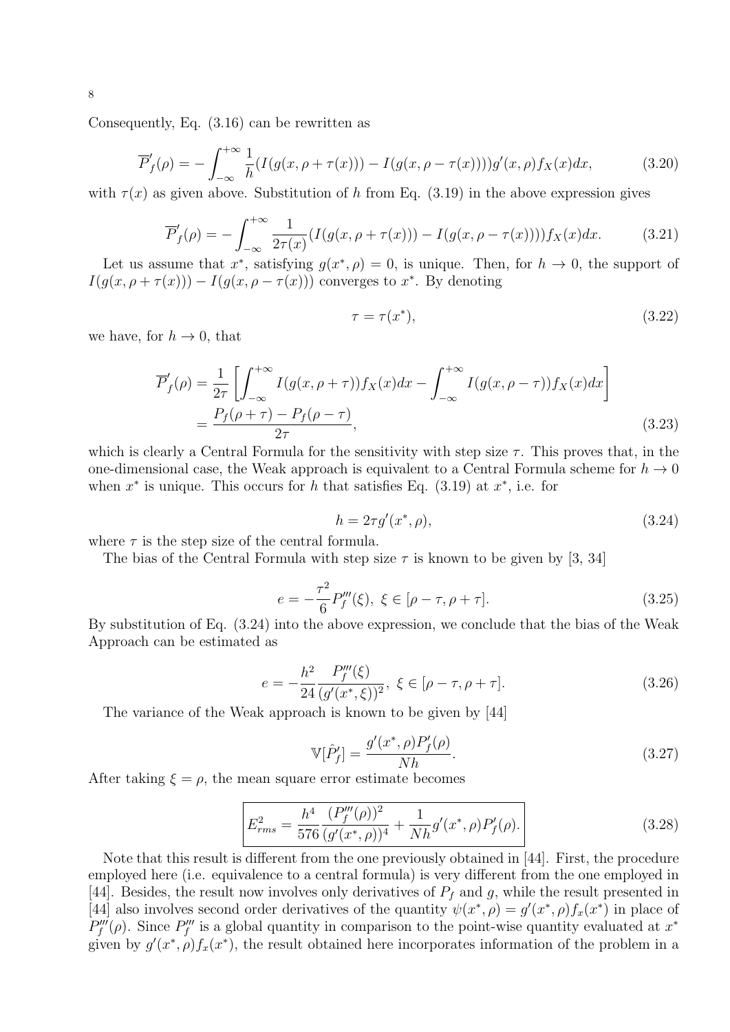Consequently, Eq. (3.16) can be rewritten as

$$\overline{P}_f'(\rho) = -\int_{-\infty}^{+\infty} \frac{1}{h}(I(g(x, \rho + \tau(x))) - I(g(x, \rho - \tau(x))))g'(x, \rho)f_X(x)dx, \tag{3.20}$$

with $\tau(x)$ as given above. Substitution of $h$ from Eq. (3.19) in the above expression gives

$$\overline{P}_f'(\rho) = -\int_{-\infty}^{+\infty} \frac{1}{2\tau(x)}(I(g(x, \rho + \tau(x))) - I(g(x, \rho - \tau(x))))f_X(x)dx. \tag{3.21}$$

Let us assume that $x^*$, satisfying $g(x^*, \rho) = 0$, is unique. Then, for $h \to 0$, the support of $I(g(x, \rho + \tau(x))) - I(g(x, \rho - \tau(x)))$ converges to $x^*$. By denoting

$$\tau = \tau(x^*), \tag{3.22}$$

we have, for $h \to 0$, that

$$\begin{aligned} \overline{P}_f'(\rho) &= \frac{1}{2\tau}\left[\int_{-\infty}^{+\infty} I(g(x, \rho + \tau))f_X(x)dx - \int_{-\infty}^{+\infty} I(g(x, \rho - \tau))f_X(x)dx\right] \\ &= \frac{P_f(\rho + \tau) - P_f(\rho - \tau)}{2\tau}, \end{aligned} \tag{3.23}$$

which is clearly a Central Formula for the sensitivity with step size $\tau$. This proves that, in the one-dimensional case, the Weak approach is equivalent to a Central Formula scheme for $h \to 0$ when $x^*$ is unique. This occurs for $h$ that satisfies Eq. (3.19) at $x^*$, i.e. for

$$h = 2\tau g'(x^*, \rho), \tag{3.24}$$

where $\tau$ is the step size of the central formula.

The bias of the Central Formula with step size $\tau$ is known to be given by [3, 34]

$$e = -\frac{\tau^2}{6}P_f'''(\xi),\ \xi \in [\rho - \tau, \rho + \tau]. \tag{3.25}$$

By substitution of Eq. (3.24) into the above expression, we conclude that the bias of the Weak Approach can be estimated as

$$e = -\frac{h^2}{24}\frac{P_f'''(\xi)}{(g'(x^*, \xi))^2},\ \xi \in [\rho - \tau, \rho + \tau]. \tag{3.26}$$

The variance of the Weak approach is known to be given by [44]

$$\mathbb{V}[\hat{P}_f'] = \frac{g'(x^*, \rho)P_f'(\rho)}{Nh}. \tag{3.27}$$

After taking $\xi = \rho$, the mean square error estimate becomes

$$\boxed{E_{rms}^2 = \frac{h^4}{576}\frac{(P_f'''(\rho))^2}{(g'(x^*, \rho))^4} + \frac{1}{Nh}g'(x^*, \rho)P_f'(\rho).} \tag{3.28}$$

Note that this result is different from the one previously obtained in [44]. First, the procedure employed here (i.e. equivalence to a central formula) is very different from the one employed in [44]. Besides, the result now involves only derivatives of $P_f$ and $g$, while the result presented in [44] also involves second order derivatives of the quantity $\psi(x^*, \rho) = g'(x^*, \rho)f_x(x^*)$ in place of $P_f'''(\rho)$. Since $P_f'''$ is a global quantity in comparison to the point-wise quantity evaluated at $x^*$ given by $g'(x^*, \rho)f_x(x^*)$, the result obtained here incorporates information of the problem in a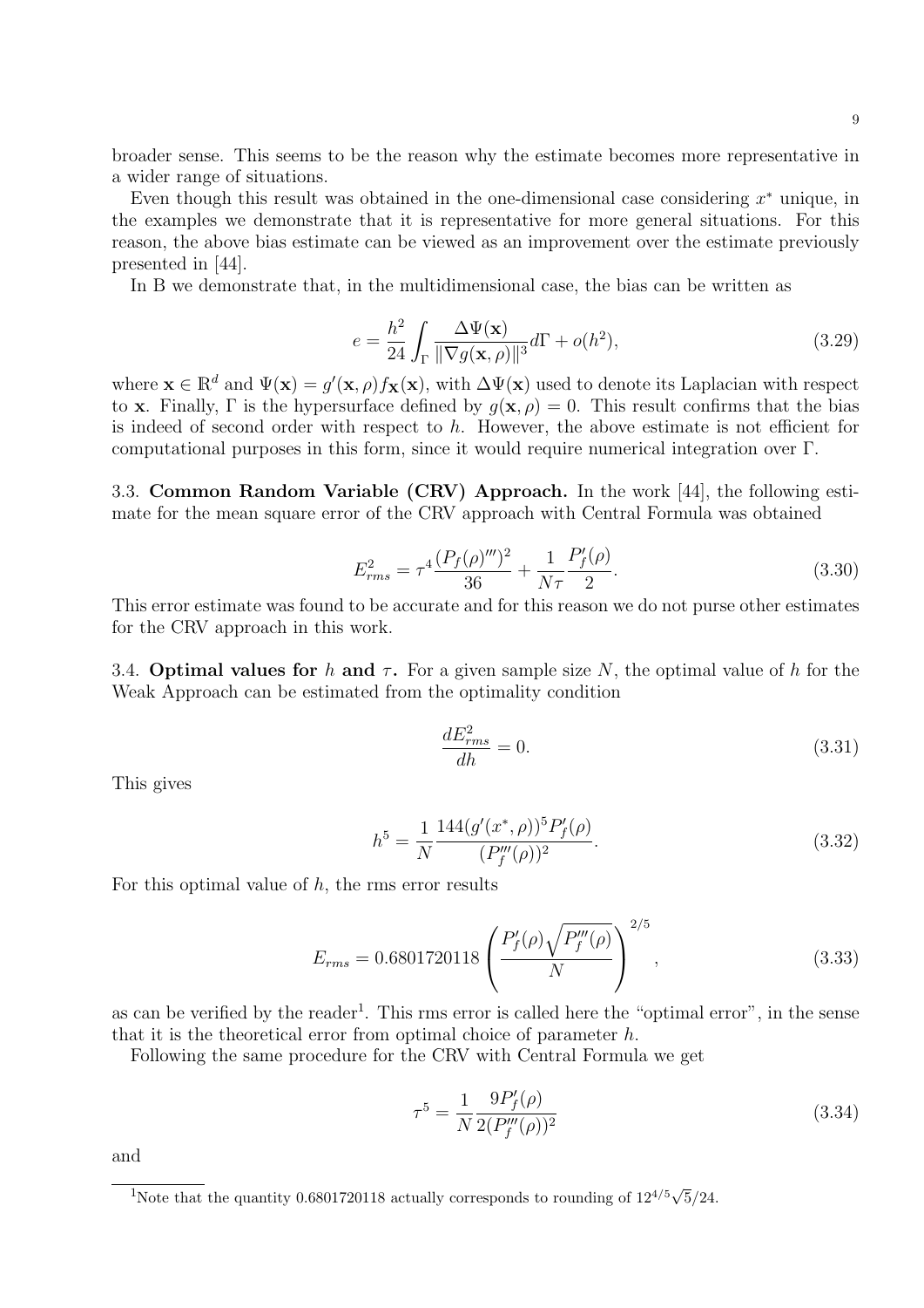broader sense. This seems to be the reason why the estimate becomes more representative in a wider range of situations.

Even though this result was obtained in the one-dimensional case considering $x^*$ unique, in the examples we demonstrate that it is representative for more general situations. For this reason, the above bias estimate can be viewed as an improvement over the estimate previously presented in [44].

In B we demonstrate that, in the multidimensional case, the bias can be written as

$$e = \frac{h^2}{24} \int_\Gamma \frac{\Delta \Psi(\mathbf{x})}{\|\nabla g(\mathbf{x}, \rho)\|^3} d\Gamma + o(h^2), \tag{3.29}$$

where $\mathbf{x} \in \mathbb{R}^d$ and $\Psi(\mathbf{x}) = g'(\mathbf{x}, \rho) f_{\mathbf{X}}(\mathbf{x})$, with $\Delta\Psi(\mathbf{x})$ used to denote its Laplacian with respect to $\mathbf{x}$. Finally, $\Gamma$ is the hypersurface defined by $g(\mathbf{x}, \rho) = 0$. This result confirms that the bias is indeed of second order with respect to $h$. However, the above estimate is not efficient for computational purposes in this form, since it would require numerical integration over $\Gamma$.

**3.3. Common Random Variable (CRV) Approach.** In the work [44], the following estimate for the mean square error of the CRV approach with Central Formula was obtained

$$E^2_{rms} = \tau^4 \frac{(P_f(\rho)''')^2}{36} + \frac{1}{N\tau} \frac{P'_f(\rho)}{2}. \tag{3.30}$$

This error estimate was found to be accurate and for this reason we do not purse other estimates for the CRV approach in this work.

**3.4. Optimal values for $h$ and $\tau$.** For a given sample size $N$, the optimal value of $h$ for the Weak Approach can be estimated from the optimality condition

$$\frac{dE^2_{rms}}{dh} = 0. \tag{3.31}$$

This gives

$$h^5 = \frac{1}{N} \frac{144(g'(x^*, \rho))^5 P'_f(\rho)}{(P'''_f(\rho))^2}. \tag{3.32}$$

For this optimal value of $h$, the rms error results

$$E_{rms} = 0.6801720118 \left( \frac{P'_f(\rho)\sqrt{P'''_f(\rho)}}{N} \right)^{2/5}, \tag{3.33}$$

as can be verified by the reader[1]. This rms error is called here the "optimal error", in the sense that it is the theoretical error from optimal choice of parameter $h$.

Following the same procedure for the CRV with Central Formula we get

$$\tau^5 = \frac{1}{N} \frac{9P'_f(\rho)}{2(P'''_f(\rho))^2} \tag{3.34}$$

and

[1]Note that the quantity 0.6801720118 actually corresponds to rounding of $12^{4/5}\sqrt{5}/24$.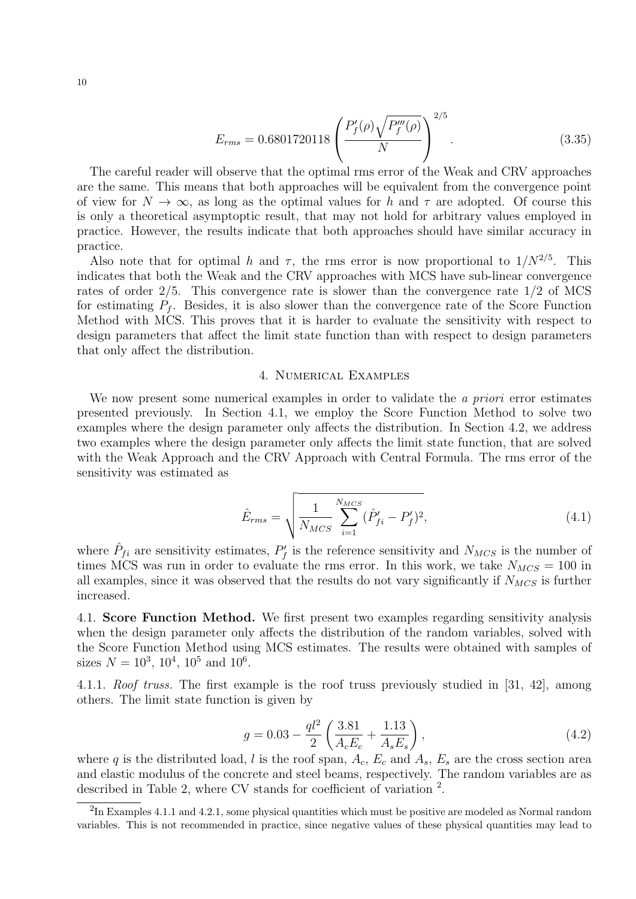$$E_{rms} = 0.6801720118 \left( \frac{P'_f(\rho)\sqrt{P'''_f(\rho)}}{N} \right)^{2/5}. \tag{3.35}$$

The careful reader will observe that the optimal rms error of the Weak and CRV approaches are the same. This means that both approaches will be equivalent from the convergence point of view for $N \to \infty$, as long as the optimal values for $h$ and $\tau$ are adopted. Of course this is only a theoretical asymptoptic result, that may not hold for arbitrary values employed in practice. However, the results indicate that both approaches should have similar accuracy in practice.

Also note that for optimal $h$ and $\tau$, the rms error is now proportional to $1/N^{2/5}$. This indicates that both the Weak and the CRV approaches with MCS have sub-linear convergence rates of order 2/5. This convergence rate is slower than the convergence rate 1/2 of MCS for estimating $P_f$. Besides, it is also slower than the convergence rate of the Score Function Method with MCS. This proves that it is harder to evaluate the sensitivity with respect to design parameters that affect the limit state function than with respect to design parameters that only affect the distribution.

## 4. Numerical Examples

We now present some numerical examples in order to validate the *a priori* error estimates presented previously. In Section 4.1, we employ the Score Function Method to solve two examples where the design parameter only affects the distribution. In Section 4.2, we address two examples where the design parameter only affects the limit state function, that are solved with the Weak Approach and the CRV Approach with Central Formula. The rms error of the sensitivity was estimated as

$$\hat{E}_{rms} = \sqrt{\frac{1}{N_{MCS}} \sum_{i=1}^{N_{MCS}} (\hat{P}'_{fi} - P'_f)^2}, \tag{4.1}$$

where $\hat{P}_{fi}$ are sensitivity estimates, $P'_f$ is the reference sensitivity and $N_{MCS}$ is the number of times MCS was run in order to evaluate the rms error. In this work, we take $N_{MCS} = 100$ in all examples, since it was observed that the results do not vary significantly if $N_{MCS}$ is further increased.

### 4.1. Score Function Method.

We first present two examples regarding sensitivity analysis when the design parameter only affects the distribution of the random variables, solved with the Score Function Method using MCS estimates. The results were obtained with samples of sizes $N = 10^3$, $10^4$, $10^5$ and $10^6$.

#### 4.1.1. *Roof truss.*

The first example is the roof truss previously studied in [31, 42], among others. The limit state function is given by

$$g = 0.03 - \frac{ql^2}{2}\left(\frac{3.81}{A_c E_c} + \frac{1.13}{A_s E_s}\right), \tag{4.2}$$

where $q$ is the distributed load, $l$ is the roof span, $A_c$, $E_c$ and $A_s$, $E_s$ are the cross section area and elastic modulus of the concrete and steel beams, respectively. The random variables are as described in Table 2, where CV stands for coefficient of variation [2].

[2] In Examples 4.1.1 and 4.2.1, some physical quantities which must be positive are modeled as Normal random variables. This is not recommended in practice, since negative values of these physical quantities may lead to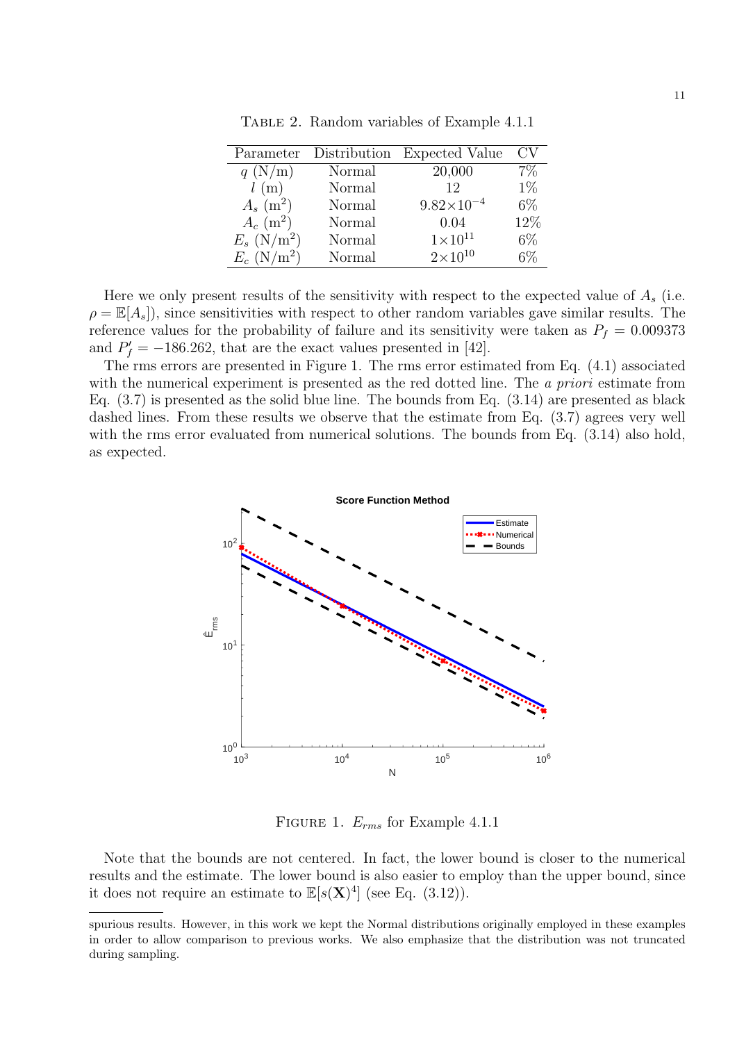TABLE 2. Random variables of Example 4.1.1

| Parameter | Distribution | Expected Value | CV |
|---|---|---|---|
| $q$ (N/m) | Normal | 20,000 | 7% |
| $l$ (m) | Normal | 12 | 1% |
| $A_s$ (m$^2$) | Normal | $9.82\times10^{-4}$ | 6% |
| $A_c$ (m$^2$) | Normal | 0.04 | 12% |
| $E_s$ (N/m$^2$) | Normal | $1\times10^{11}$ | 6% |
| $E_c$ (N/m$^2$) | Normal | $2\times10^{10}$ | 6% |

Here we only present results of the sensitivity with respect to the expected value of $A_s$ (i.e. $\rho = \mathbb{E}[A_s]$), since sensitivities with respect to other random variables gave similar results. The reference values for the probability of failure and its sensitivity were taken as $P_f = 0.009373$ and $P_f' = -186.262$, that are the exact values presented in [42].

The rms errors are presented in Figure 1. The rms error estimated from Eq. (4.1) associated with the numerical experiment is presented as the red dotted line. The *a priori* estimate from Eq. (3.7) is presented as the solid blue line. The bounds from Eq. (3.14) are presented as black dashed lines. From these results we observe that the estimate from Eq. (3.7) agrees very well with the rms error evaluated from numerical solutions. The bounds from Eq. (3.14) also hold, as expected.

FIGURE 1. $E_{rms}$ for Example 4.1.1

Note that the bounds are not centered. In fact, the lower bound is closer to the numerical results and the estimate. The lower bound is also easier to employ than the upper bound, since it does not require an estimate to $\mathbb{E}[s(\mathbf{X})^4]$ (see Eq. (3.12)).

spurious results. However, in this work we kept the Normal distributions originally employed in these examples in order to allow comparison to previous works. We also emphasize that the distribution was not truncated during sampling.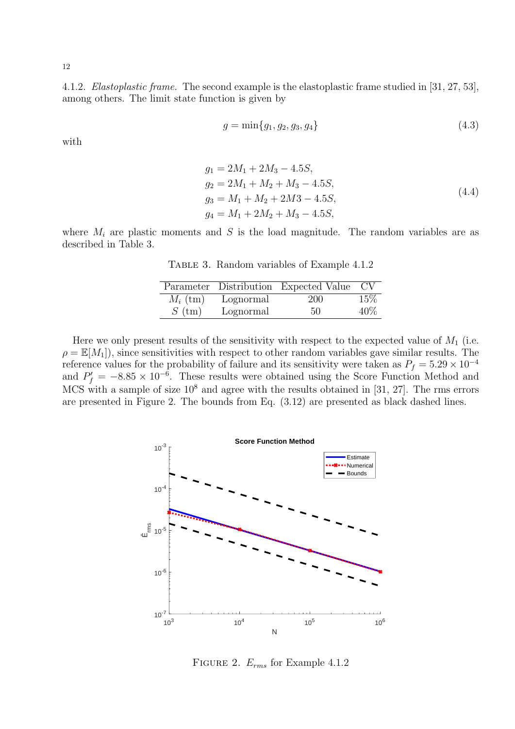4.1.2. *Elastoplastic frame.* The second example is the elastoplastic frame studied in [31, 27, 53], among others. The limit state function is given by

$$g = \min\{g_1, g_2, g_3, g_4\} \tag{4.3}$$

with

$$\begin{aligned} g_1 &= 2M_1 + 2M_3 - 4.5S, \\ g_2 &= 2M_1 + M_2 + M_3 - 4.5S, \\ g_3 &= M_1 + M_2 + 2M3 - 4.5S, \\ g_4 &= M_1 + 2M_2 + M_3 - 4.5S, \end{aligned} \tag{4.4}$$

where $M_i$ are plastic moments and $S$ is the load magnitude. The random variables are as described in Table 3.

TABLE 3. Random variables of Example 4.1.2

| Parameter | Distribution | Expected Value | CV |
|---|---|---|---|
| $M_i$ (tm) | Lognormal | 200 | 15% |
| $S$ (tm) | Lognormal | 50 | 40% |

Here we only present results of the sensitivity with respect to the expected value of $M_1$ (i.e. $\rho = \mathbb{E}[M_1]$), since sensitivities with respect to other random variables gave similar results. The reference values for the probability of failure and its sensitivity were taken as $P_f = 5.29 \times 10^{-4}$ and $P_f' = -8.85 \times 10^{-6}$. These results were obtained using the Score Function Method and MCS with a sample of size $10^8$ and agree with the results obtained in [31, 27]. The rms errors are presented in Figure 2. The bounds from Eq. (3.12) are presented as black dashed lines.

FIGURE 2. $E_{rms}$ for Example 4.1.2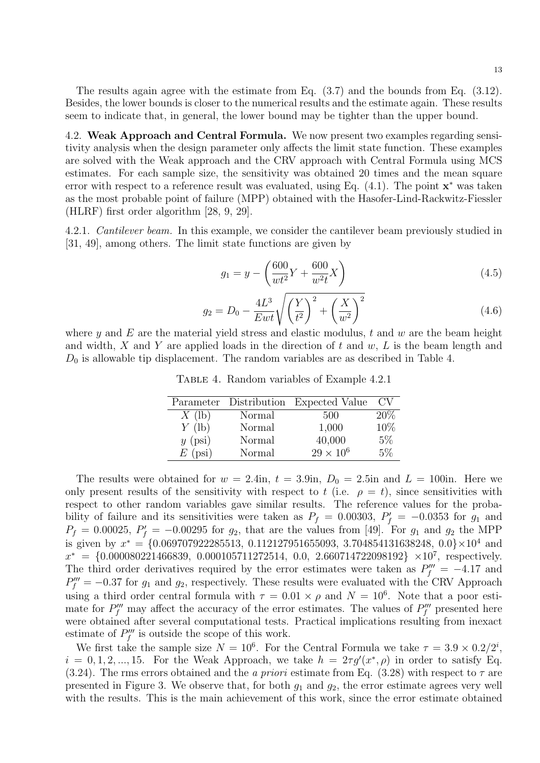The results again agree with the estimate from Eq. (3.7) and the bounds from Eq. (3.12). Besides, the lower bounds is closer to the numerical results and the estimate again. These results seem to indicate that, in general, the lower bound may be tighter than the upper bound.

**4.2. Weak Approach and Central Formula.** We now present two examples regarding sensitivity analysis when the design parameter only affects the limit state function. These examples are solved with the Weak approach and the CRV approach with Central Formula using MCS estimates. For each sample size, the sensitivity was obtained 20 times and the mean square error with respect to a reference result was evaluated, using Eq. (4.1). The point $\mathbf{x}^*$ was taken as the most probable point of failure (MPP) obtained with the Hasofer-Lind-Rackwitz-Fiessler (HLRF) first order algorithm [28, 9, 29].

4.2.1. *Cantilever beam.* In this example, we consider the cantilever beam previously studied in [31, 49], among others. The limit state functions are given by

$$g_1 = y - \left(\frac{600}{wt^2}Y + \frac{600}{w^2t}X\right) \tag{4.5}$$

$$g_2 = D_0 - \frac{4L^3}{Ewt}\sqrt{\left(\frac{Y}{t^2}\right)^2 + \left(\frac{X}{w^2}\right)^2} \tag{4.6}$$

where $y$ and $E$ are the material yield stress and elastic modulus, $t$ and $w$ are the beam height and width, $X$ and $Y$ are applied loads in the direction of $t$ and $w$, $L$ is the beam length and $D_0$ is allowable tip displacement. The random variables are as described in Table 4.

Table 4. Random variables of Example 4.2.1

| Parameter | Distribution | Expected Value | CV |
|---|---|---|---|
| $X$ (lb) | Normal | 500 | 20% |
| $Y$ (lb) | Normal | 1,000 | 10% |
| $y$ (psi) | Normal | 40,000 | 5% |
| $E$ (psi) | Normal | $29 \times 10^6$ | 5% |

The results were obtained for $w = 2.4$in, $t = 3.9$in, $D_0 = 2.5$in and $L = 100$in. Here we only present results of the sensitivity with respect to $t$ (i.e. $\rho = t$), since sensitivities with respect to other random variables gave similar results. The reference values for the probability of failure and its sensitivities were taken as $P_f = 0.00303$, $P_f' = -0.0353$ for $g_1$ and $P_f = 0.00025$, $P_f' = -0.00295$ for $g_2$, that are the values from [49]. For $g_1$ and $g_2$ the MPP is given by $x^* = \{0.069707922285513,\ 0.112127951655093,\ 3.704854131638248,\ 0.0\}\times 10^4$ and $x^* = \{0.000080221466839,\ 0.000105711272514,\ 0.0,\ 2.660714722098192\}\ \times 10^7$, respectively. The third order derivatives required by the error estimates were taken as $P_f''' = -4.17$ and $P_f''' = -0.37$ for $g_1$ and $g_2$, respectively. These results were evaluated with the CRV Approach using a third order central formula with $\tau = 0.01 \times \rho$ and $N = 10^6$. Note that a poor estimate for $P_f'''$ may affect the accuracy of the error estimates. The values of $P_f'''$ presented here were obtained after several computational tests. Practical implications resulting from inexact estimate of $P_f'''$ is outside the scope of this work.

We first take the sample size $N = 10^6$. For the Central Formula we take $\tau = 3.9 \times 0.2/2^i$, $i = 0, 1, 2, ..., 15$. For the Weak Approach, we take $h = 2\tau g'(x^*, \rho)$ in order to satisfy Eq. (3.24). The rms errors obtained and the *a priori* estimate from Eq. (3.28) with respect to $\tau$ are presented in Figure 3. We observe that, for both $g_1$ and $g_2$, the error estimate agrees very well with the results. This is the main achievement of this work, since the error estimate obtained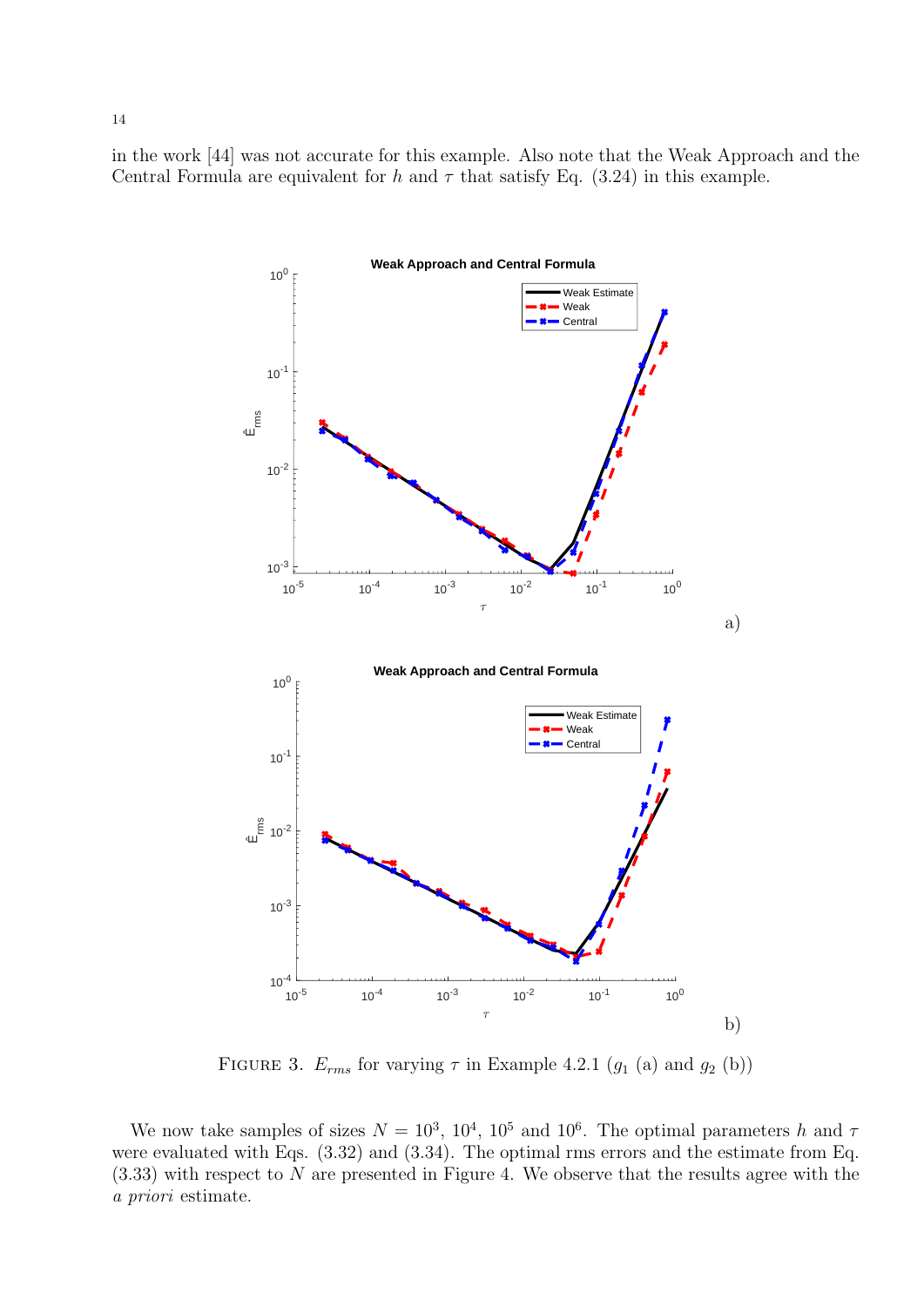in the work [44] was not accurate for this example. Also note that the Weak Approach and the Central Formula are equivalent for $h$ and $\tau$ that satisfy Eq. (3.24) in this example.

FIGURE 3. $E_{rms}$ for varying $\tau$ in Example 4.2.1 ($g_1$ (a) and $g_2$ (b))

We now take samples of sizes $N = 10^3$, $10^4$, $10^5$ and $10^6$. The optimal parameters $h$ and $\tau$ were evaluated with Eqs. (3.32) and (3.34). The optimal rms errors and the estimate from Eq. (3.33) with respect to $N$ are presented in Figure 4. We observe that the results agree with the *a priori* estimate.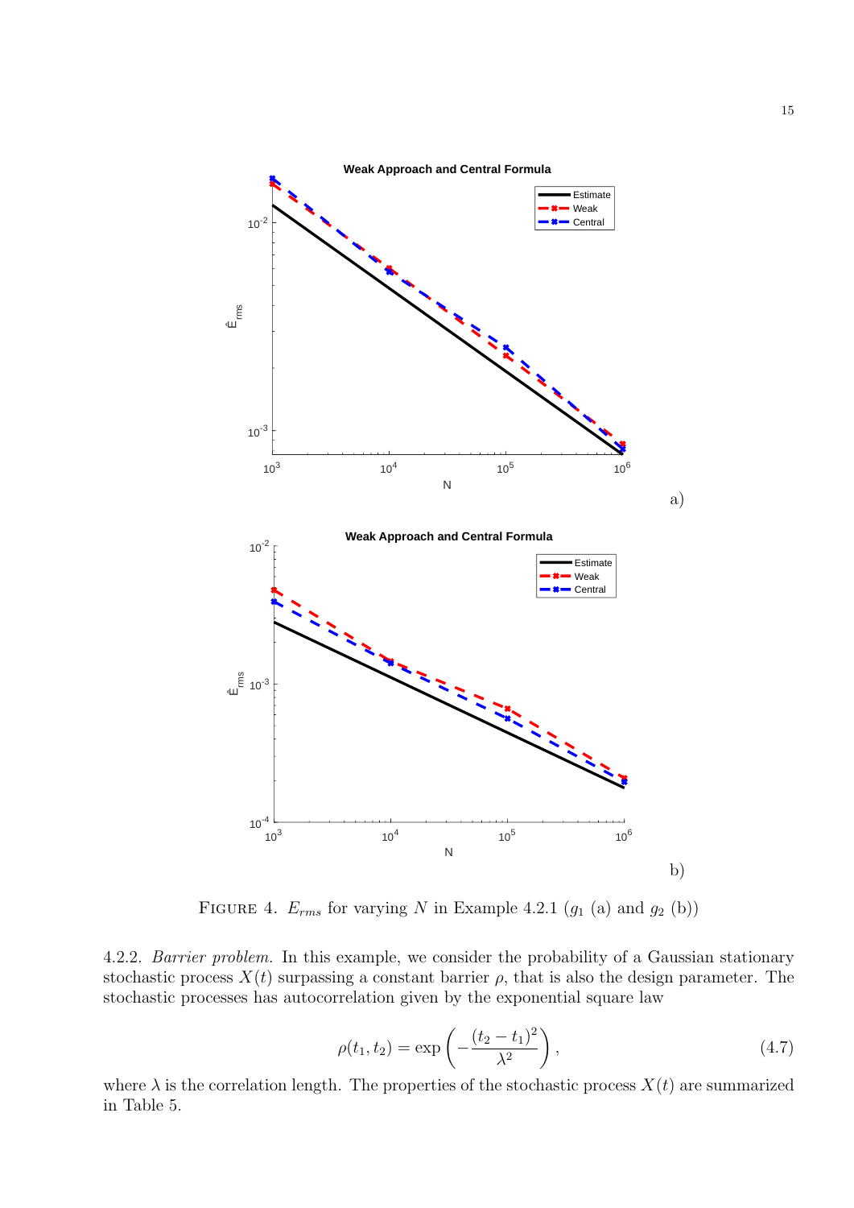FIGURE 4. $E_{rms}$ for varying $N$ in Example 4.2.1 ($g_1$ (a) and $g_2$ (b))

4.2.2. *Barrier problem.* In this example, we consider the probability of a Gaussian stationary stochastic process $X(t)$ surpassing a constant barrier $\rho$, that is also the design parameter. The stochastic processes has autocorrelation given by the exponential square law

$$\rho(t_1, t_2) = \exp\left(-\frac{(t_2 - t_1)^2}{\lambda^2}\right), \tag{4.7}$$

where $\lambda$ is the correlation length. The properties of the stochastic process $X(t)$ are summarized in Table 5.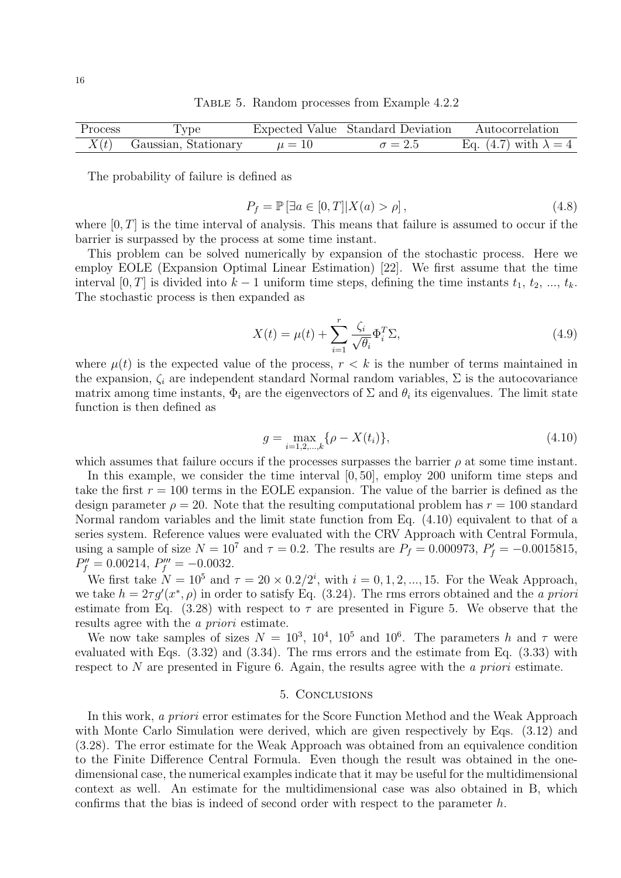Table 5. Random processes from Example 4.2.2

| Process | Type | Expected Value | Standard Deviation | Autocorrelation |
| --- | --- | --- | --- | --- |
| $X(t)$ | Gaussian, Stationary | $\mu = 10$ | $\sigma = 2.5$ | Eq. (4.7) with $\lambda = 4$ |

The probability of failure is defined as

$$P_f = \mathbb{P}\left[\exists a \in [0, T] | X(a) > \rho\right], \tag{4.8}$$

where $[0, T]$ is the time interval of analysis. This means that failure is assumed to occur if the barrier is surpassed by the process at some time instant.

This problem can be solved numerically by expansion of the stochastic process. Here we employ EOLE (Expansion Optimal Linear Estimation) [22]. We first assume that the time interval $[0, T]$ is divided into $k - 1$ uniform time steps, defining the time instants $t_1$, $t_2$, ..., $t_k$. The stochastic process is then expanded as

$$X(t) = \mu(t) + \sum_{i=1}^{r} \frac{\zeta_i}{\sqrt{\theta_i}} \Phi_i^T \Sigma, \tag{4.9}$$

where $\mu(t)$ is the expected value of the process, $r < k$ is the number of terms maintained in the expansion, $\zeta_i$ are independent standard Normal random variables, $\Sigma$ is the autocovariance matrix among time instants, $\Phi_i$ are the eigenvectors of $\Sigma$ and $\theta_i$ its eigenvalues. The limit state function is then defined as

$$g = \max_{i=1,2,...,k} \{\rho - X(t_i)\}, \tag{4.10}$$

which assumes that failure occurs if the processes surpasses the barrier $\rho$ at some time instant.

In this example, we consider the time interval $[0, 50]$, employ 200 uniform time steps and take the first $r = 100$ terms in the EOLE expansion. The value of the barrier is defined as the design parameter $\rho = 20$. Note that the resulting computational problem has $r = 100$ standard Normal random variables and the limit state function from Eq. (4.10) equivalent to that of a series system. Reference values were evaluated with the CRV Approach with Central Formula, using a sample of size $N = 10^7$ and $\tau = 0.2$. The results are $P_f = 0.000973$, $P_f' = -0.0015815$, $P_f'' = 0.00214$, $P_f''' = -0.0032$.

We first take $N = 10^5$ and $\tau = 20 \times 0.2/2^i$, with $i = 0, 1, 2, ..., 15$. For the Weak Approach, we take $h = 2\tau g'(x^*, \rho)$ in order to satisfy Eq. (3.24). The rms errors obtained and the *a priori* estimate from Eq. (3.28) with respect to $\tau$ are presented in Figure 5. We observe that the results agree with the *a priori* estimate.

We now take samples of sizes $N = 10^3$, $10^4$, $10^5$ and $10^6$. The parameters $h$ and $\tau$ were evaluated with Eqs. (3.32) and (3.34). The rms errors and the estimate from Eq. (3.33) with respect to $N$ are presented in Figure 6. Again, the results agree with the *a priori* estimate.

## 5. Conclusions

In this work, *a priori* error estimates for the Score Function Method and the Weak Approach with Monte Carlo Simulation were derived, which are given respectively by Eqs. (3.12) and (3.28). The error estimate for the Weak Approach was obtained from an equivalence condition to the Finite Difference Central Formula. Even though the result was obtained in the one-dimensional case, the numerical examples indicate that it may be useful for the multidimensional context as well. An estimate for the multidimensional case was also obtained in B, which confirms that the bias is indeed of second order with respect to the parameter $h$.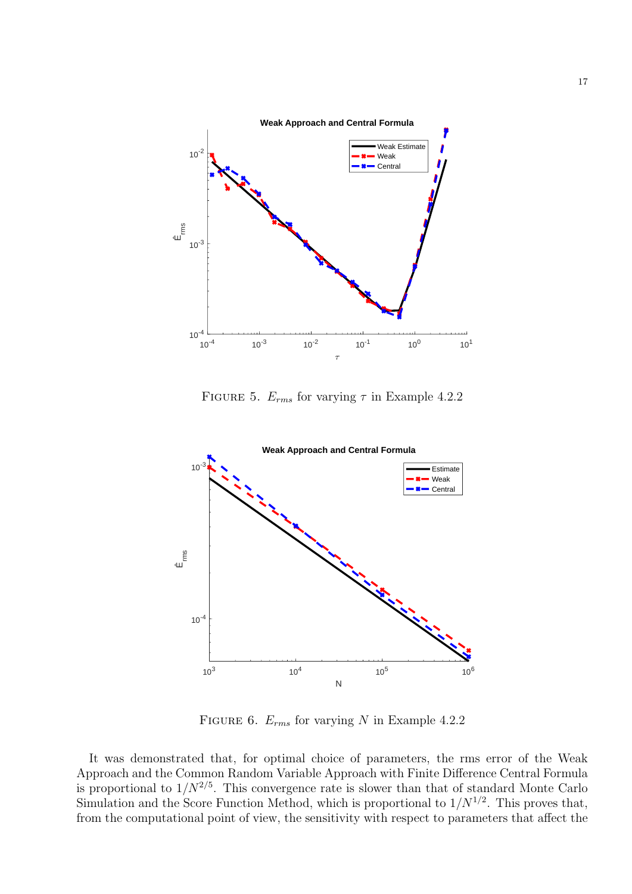FIGURE 5. $E_{rms}$ for varying $\tau$ in Example 4.2.2

FIGURE 6. $E_{rms}$ for varying $N$ in Example 4.2.2

It was demonstrated that, for optimal choice of parameters, the rms error of the Weak Approach and the Common Random Variable Approach with Finite Difference Central Formula is proportional to $1/N^{2/5}$. This convergence rate is slower than that of standard Monte Carlo Simulation and the Score Function Method, which is proportional to $1/N^{1/2}$. This proves that, from the computational point of view, the sensitivity with respect to parameters that affect the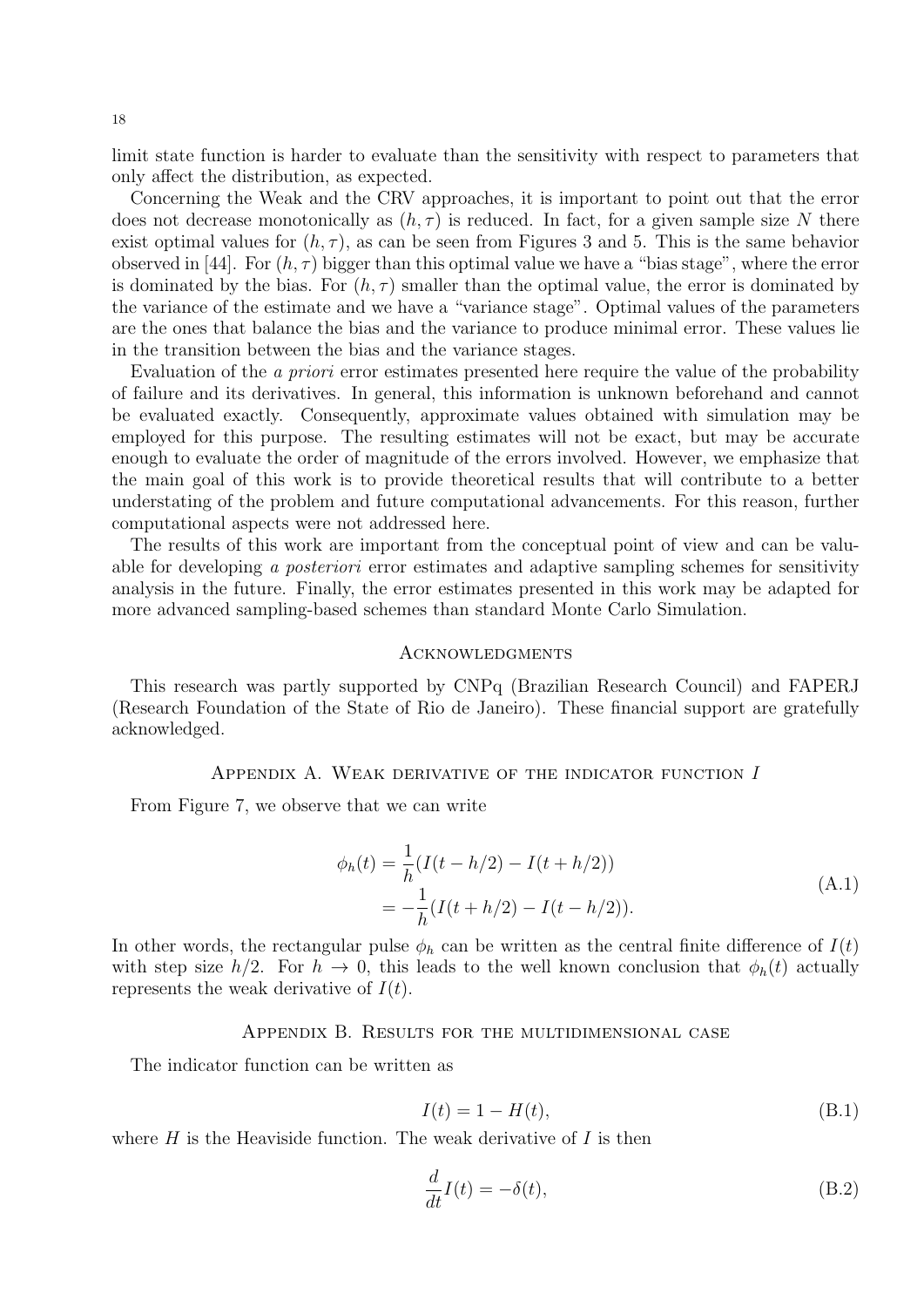limit state function is harder to evaluate than the sensitivity with respect to parameters that only affect the distribution, as expected.

Concerning the Weak and the CRV approaches, it is important to point out that the error does not decrease monotonically as $(h, \tau)$ is reduced. In fact, for a given sample size $N$ there exist optimal values for $(h, \tau)$, as can be seen from Figures 3 and 5. This is the same behavior observed in [44]. For $(h, \tau)$ bigger than this optimal value we have a "bias stage", where the error is dominated by the bias. For $(h, \tau)$ smaller than the optimal value, the error is dominated by the variance of the estimate and we have a "variance stage". Optimal values of the parameters are the ones that balance the bias and the variance to produce minimal error. These values lie in the transition between the bias and the variance stages.

Evaluation of the *a priori* error estimates presented here require the value of the probability of failure and its derivatives. In general, this information is unknown beforehand and cannot be evaluated exactly. Consequently, approximate values obtained with simulation may be employed for this purpose. The resulting estimates will not be exact, but may be accurate enough to evaluate the order of magnitude of the errors involved. However, we emphasize that the main goal of this work is to provide theoretical results that will contribute to a better understating of the problem and future computational advancements. For this reason, further computational aspects were not addressed here.

The results of this work are important from the conceptual point of view and can be valuable for developing *a posteriori* error estimates and adaptive sampling schemes for sensitivity analysis in the future. Finally, the error estimates presented in this work may be adapted for more advanced sampling-based schemes than standard Monte Carlo Simulation.

## Acknowledgments

This research was partly supported by CNPq (Brazilian Research Council) and FAPERJ (Research Foundation of the State of Rio de Janeiro). These financial support are gratefully acknowledged.

## Appendix A. Weak derivative of the indicator function $I$

From Figure 7, we observe that we can write

$$
\begin{aligned}
\phi_h(t) &= \frac{1}{h}(I(t - h/2) - I(t + h/2)) \\
&= -\frac{1}{h}(I(t + h/2) - I(t - h/2)).
\end{aligned}
\tag{A.1}
$$

In other words, the rectangular pulse $\phi_h$ can be written as the central finite difference of $I(t)$ with step size $h/2$. For $h \to 0$, this leads to the well known conclusion that $\phi_h(t)$ actually represents the weak derivative of $I(t)$.

## Appendix B. Results for the multidimensional case

The indicator function can be written as

$$
I(t) = 1 - H(t), \tag{B.1}
$$

where $H$ is the Heaviside function. The weak derivative of $I$ is then

$$
\frac{d}{dt} I(t) = -\delta(t), \tag{B.2}
$$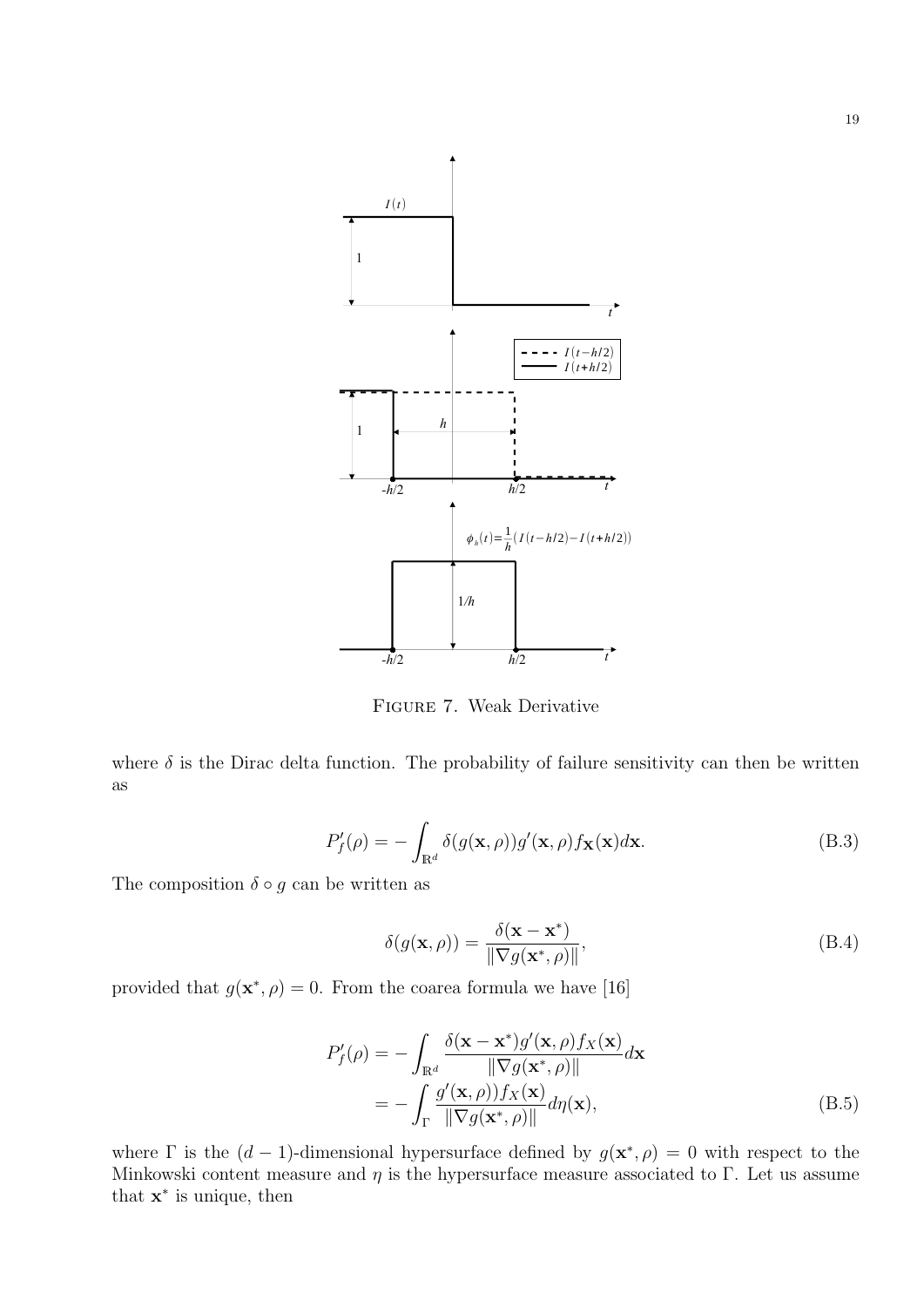FIGURE 7. Weak Derivative

where $\delta$ is the Dirac delta function. The probability of failure sensitivity can then be written as

$$P_f'(\rho) = -\int_{\mathbb{R}^d} \delta(g(\mathbf{x}, \rho)) g'(\mathbf{x}, \rho) f_{\mathbf{X}}(\mathbf{x}) d\mathbf{x}. \tag{B.3}$$

The composition $\delta \circ g$ can be written as

$$\delta(g(\mathbf{x}, \rho)) = \frac{\delta(\mathbf{x} - \mathbf{x}^*)}{\|\nabla g(\mathbf{x}^*, \rho)\|}, \tag{B.4}$$

provided that $g(\mathbf{x}^*, \rho) = 0$. From the coarea formula we have [16]

$$\begin{aligned} P_f'(\rho) &= -\int_{\mathbb{R}^d} \frac{\delta(\mathbf{x} - \mathbf{x}^*) g'(\mathbf{x}, \rho) f_X(\mathbf{x})}{\|\nabla g(\mathbf{x}^*, \rho)\|} d\mathbf{x} \\ &= -\int_{\Gamma} \frac{g'(\mathbf{x}, \rho)) f_X(\mathbf{x})}{\|\nabla g(\mathbf{x}^*, \rho)\|} d\eta(\mathbf{x}), \end{aligned} \tag{B.5}$$

where $\Gamma$ is the $(d-1)$-dimensional hypersurface defined by $g(\mathbf{x}^*, \rho) = 0$ with respect to the Minkowski content measure and $\eta$ is the hypersurface measure associated to $\Gamma$. Let us assume that $\mathbf{x}^*$ is unique, then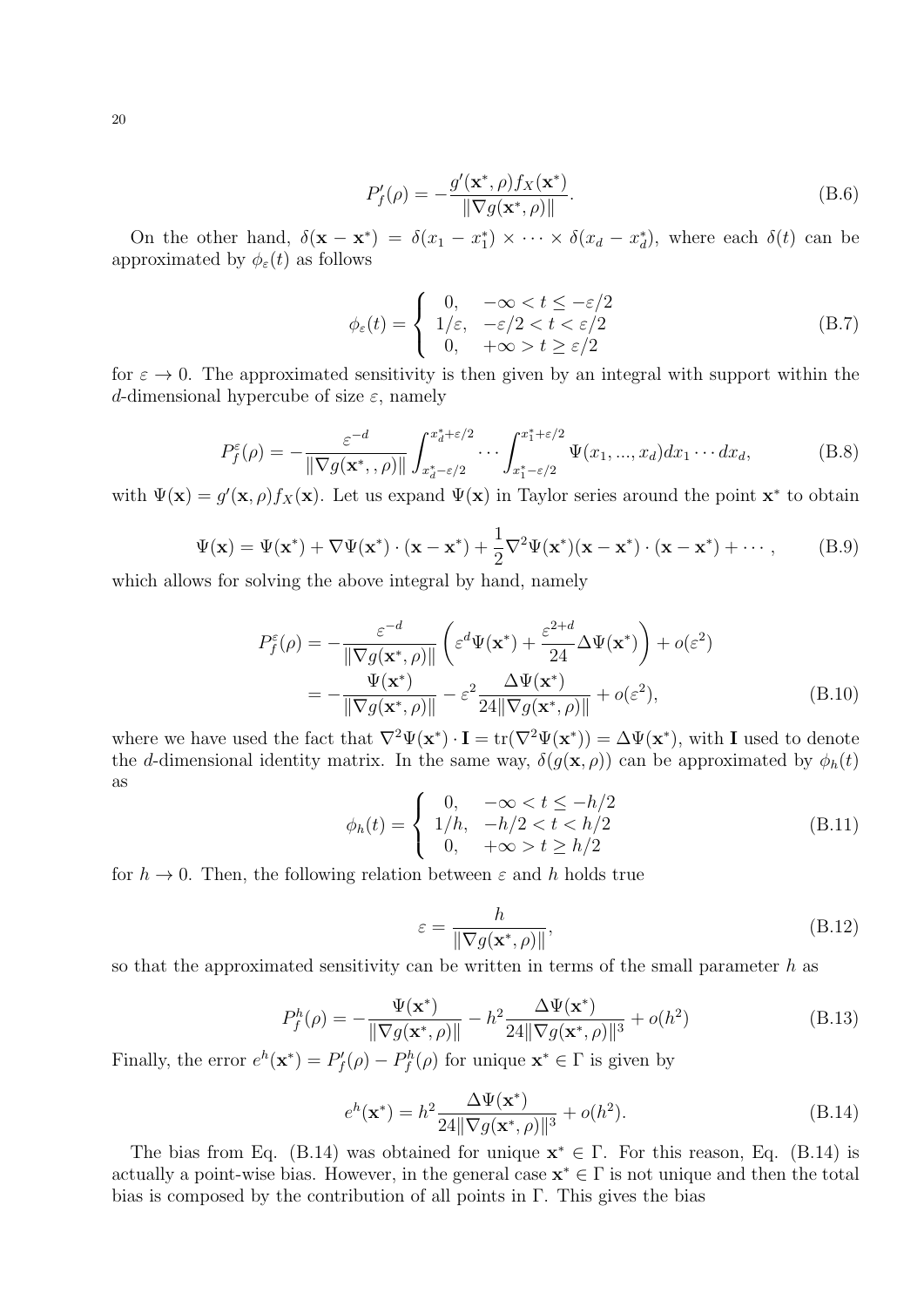$$
P_f'(\rho) = -\frac{g'(\mathbf{x}^*, \rho) f_X(\mathbf{x}^*)}{\|\nabla g(\mathbf{x}^*, \rho)\|}. \tag{B.6}
$$

On the other hand, $\delta(\mathbf{x} - \mathbf{x}^*) = \delta(x_1 - x_1^*) \times \cdots \times \delta(x_d - x_d^*)$, where each $\delta(t)$ can be approximated by $\phi_\varepsilon(t)$ as follows

$$
\phi_\varepsilon(t) = \left\{ \begin{array}{ll} 0, & -\infty < t \leq -\varepsilon/2 \\ 1/\varepsilon, & -\varepsilon/2 < t < \varepsilon/2 \\ 0, & +\infty > t \geq \varepsilon/2 \end{array} \right. \tag{B.7}
$$

for $\varepsilon \to 0$. The approximated sensitivity is then given by an integral with support within the $d$-dimensional hypercube of size $\varepsilon$, namely

$$
P_f^\varepsilon(\rho) = -\frac{\varepsilon^{-d}}{\|\nabla g(\mathbf{x}^*, , \rho)\|} \int_{x_d^* - \varepsilon/2}^{x_d^* + \varepsilon/2} \cdots \int_{x_1^* - \varepsilon/2}^{x_1^* + \varepsilon/2} \Psi(x_1, ..., x_d) dx_1 \cdots dx_d, \tag{B.8}
$$

with $\Psi(\mathbf{x}) = g'(\mathbf{x}, \rho) f_X(\mathbf{x})$. Let us expand $\Psi(\mathbf{x})$ in Taylor series around the point $\mathbf{x}^*$ to obtain

$$
\Psi(\mathbf{x}) = \Psi(\mathbf{x}^*) + \nabla \Psi(\mathbf{x}^*) \cdot (\mathbf{x} - \mathbf{x}^*) + \frac{1}{2} \nabla^2 \Psi(\mathbf{x}^*)(\mathbf{x} - \mathbf{x}^*) \cdot (\mathbf{x} - \mathbf{x}^*) + \cdots, \tag{B.9}
$$

which allows for solving the above integral by hand, namely

$$
\begin{aligned}
P_f^\varepsilon(\rho) &= -\frac{\varepsilon^{-d}}{\|\nabla g(\mathbf{x}^*, \rho)\|} \left( \varepsilon^d \Psi(\mathbf{x}^*) + \frac{\varepsilon^{2+d}}{24} \Delta \Psi(\mathbf{x}^*) \right) + o(\varepsilon^2) \\
&= -\frac{\Psi(\mathbf{x}^*)}{\|\nabla g(\mathbf{x}^*, \rho)\|} - \varepsilon^2 \frac{\Delta \Psi(\mathbf{x}^*)}{24 \|\nabla g(\mathbf{x}^*, \rho)\|} + o(\varepsilon^2),
\end{aligned} \tag{B.10}
$$

where we have used the fact that $\nabla^2 \Psi(\mathbf{x}^*) \cdot \mathbf{I} = \mathrm{tr}(\nabla^2 \Psi(\mathbf{x}^*)) = \Delta \Psi(\mathbf{x}^*)$, with $\mathbf{I}$ used to denote the $d$-dimensional identity matrix. In the same way, $\delta(g(\mathbf{x}, \rho))$ can be approximated by $\phi_h(t)$ as

$$
\phi_h(t) = \left\{ \begin{array}{ll} 0, & -\infty < t \leq -h/2 \\ 1/h, & -h/2 < t < h/2 \\ 0, & +\infty > t \geq h/2 \end{array} \right. \tag{B.11}
$$

for $h \to 0$. Then, the following relation between $\varepsilon$ and $h$ holds true

$$
\varepsilon = \frac{h}{\|\nabla g(\mathbf{x}^*, \rho)\|}, \tag{B.12}
$$

so that the approximated sensitivity can be written in terms of the small parameter $h$ as

$$
P_f^h(\rho) = -\frac{\Psi(\mathbf{x}^*)}{\|\nabla g(\mathbf{x}^*, \rho)\|} - h^2 \frac{\Delta \Psi(\mathbf{x}^*)}{24 \|\nabla g(\mathbf{x}^*, \rho)\|^3} + o(h^2) \tag{B.13}
$$

Finally, the error $e^h(\mathbf{x}^*) = P_f'(\rho) - P_f^h(\rho)$ for unique $\mathbf{x}^* \in \Gamma$ is given by

$$
e^h(\mathbf{x}^*) = h^2 \frac{\Delta \Psi(\mathbf{x}^*)}{24 \|\nabla g(\mathbf{x}^*, \rho)\|^3} + o(h^2). \tag{B.14}
$$

The bias from Eq. (B.14) was obtained for unique $\mathbf{x}^* \in \Gamma$. For this reason, Eq. (B.14) is actually a point-wise bias. However, in the general case $\mathbf{x}^* \in \Gamma$ is not unique and then the total bias is composed by the contribution of all points in $\Gamma$. This gives the bias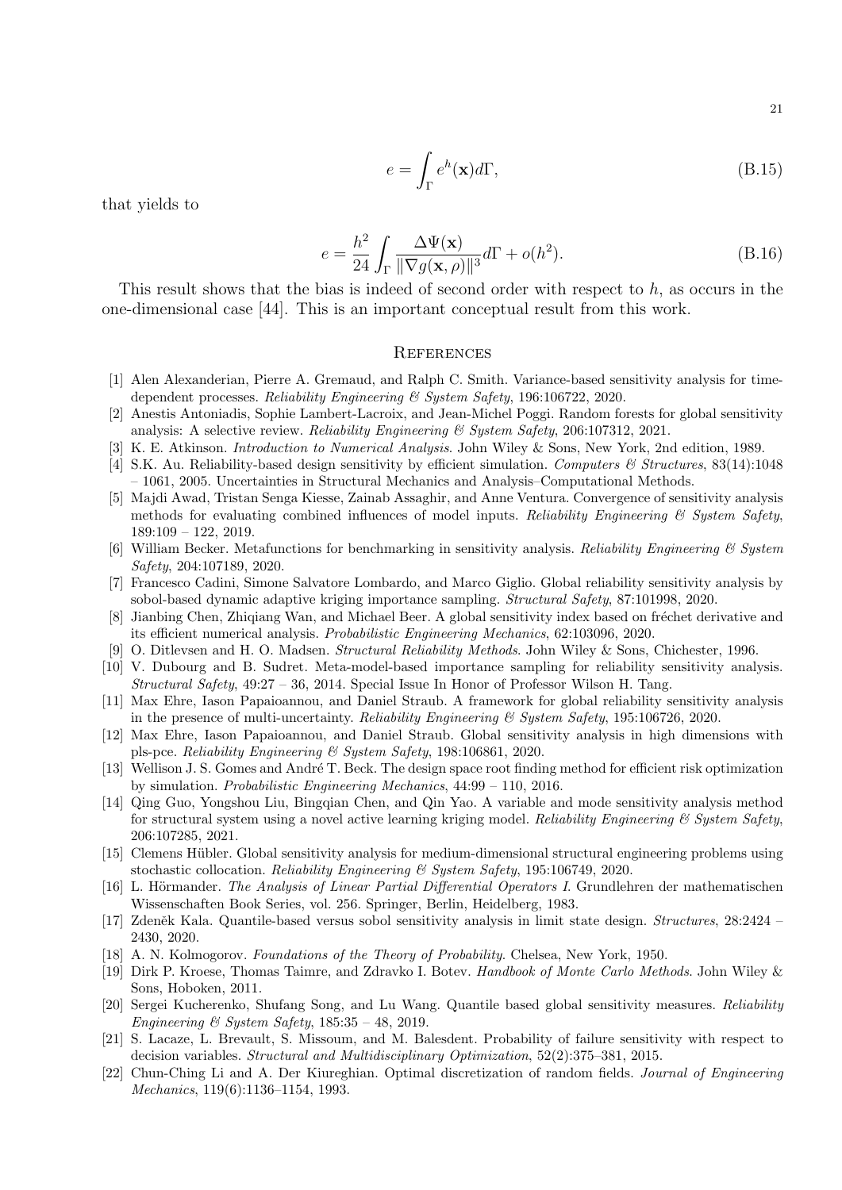$$e = \int_{\Gamma} e^h(\mathbf{x}) d\Gamma, \tag{B.15}$$

that yields to

$$e = \frac{h^2}{24} \int_{\Gamma} \frac{\Delta \Psi(\mathbf{x})}{\|\nabla g(\mathbf{x}, \rho)\|^3} d\Gamma + o(h^2). \tag{B.16}$$

This result shows that the bias is indeed of second order with respect to $h$, as occurs in the one-dimensional case [44]. This is an important conceptual result from this work.

## References

[1] Alen Alexanderian, Pierre A. Gremaud, and Ralph C. Smith. Variance-based sensitivity analysis for time-dependent processes. *Reliability Engineering & System Safety*, 196:106722, 2020.

[2] Anestis Antoniadis, Sophie Lambert-Lacroix, and Jean-Michel Poggi. Random forests for global sensitivity analysis: A selective review. *Reliability Engineering & System Safety*, 206:107312, 2021.

[3] K. E. Atkinson. *Introduction to Numerical Analysis*. John Wiley & Sons, New York, 2nd edition, 1989.

[4] S.K. Au. Reliability-based design sensitivity by efficient simulation. *Computers & Structures*, 83(14):1048 – 1061, 2005. Uncertainties in Structural Mechanics and Analysis–Computational Methods.

[5] Majdi Awad, Tristan Senga Kiesse, Zainab Assaghir, and Anne Ventura. Convergence of sensitivity analysis methods for evaluating combined influences of model inputs. *Reliability Engineering & System Safety*, 189:109 – 122, 2019.

[6] William Becker. Metafunctions for benchmarking in sensitivity analysis. *Reliability Engineering & System Safety*, 204:107189, 2020.

[7] Francesco Cadini, Simone Salvatore Lombardo, and Marco Giglio. Global reliability sensitivity analysis by sobol-based dynamic adaptive kriging importance sampling. *Structural Safety*, 87:101998, 2020.

[8] Jianbing Chen, Zhiqiang Wan, and Michael Beer. A global sensitivity index based on fréchet derivative and its efficient numerical analysis. *Probabilistic Engineering Mechanics*, 62:103096, 2020.

[9] O. Ditlevsen and H. O. Madsen. *Structural Reliability Methods*. John Wiley & Sons, Chichester, 1996.

[10] V. Dubourg and B. Sudret. Meta-model-based importance sampling for reliability sensitivity analysis. *Structural Safety*, 49:27 – 36, 2014. Special Issue In Honor of Professor Wilson H. Tang.

[11] Max Ehre, Iason Papaioannou, and Daniel Straub. A framework for global reliability sensitivity analysis in the presence of multi-uncertainty. *Reliability Engineering & System Safety*, 195:106726, 2020.

[12] Max Ehre, Iason Papaioannou, and Daniel Straub. Global sensitivity analysis in high dimensions with pls-pce. *Reliability Engineering & System Safety*, 198:106861, 2020.

[13] Wellison J. S. Gomes and André T. Beck. The design space root finding method for efficient risk optimization by simulation. *Probabilistic Engineering Mechanics*, 44:99 – 110, 2016.

[14] Qing Guo, Yongshou Liu, Bingqian Chen, and Qin Yao. A variable and mode sensitivity analysis method for structural system using a novel active learning kriging model. *Reliability Engineering & System Safety*, 206:107285, 2021.

[15] Clemens Hübler. Global sensitivity analysis for medium-dimensional structural engineering problems using stochastic collocation. *Reliability Engineering & System Safety*, 195:106749, 2020.

[16] L. Hörmander. *The Analysis of Linear Partial Differential Operators I*. Grundlehren der mathematischen Wissenschaften Book Series, vol. 256. Springer, Berlin, Heidelberg, 1983.

[17] Zdeněk Kala. Quantile-based versus sobol sensitivity analysis in limit state design. *Structures*, 28:2424 – 2430, 2020.

[18] A. N. Kolmogorov. *Foundations of the Theory of Probability*. Chelsea, New York, 1950.

[19] Dirk P. Kroese, Thomas Taimre, and Zdravko I. Botev. *Handbook of Monte Carlo Methods*. John Wiley & Sons, Hoboken, 2011.

[20] Sergei Kucherenko, Shufang Song, and Lu Wang. Quantile based global sensitivity measures. *Reliability Engineering & System Safety*, 185:35 – 48, 2019.

[21] S. Lacaze, L. Brevault, S. Missoum, and M. Balesdent. Probability of failure sensitivity with respect to decision variables. *Structural and Multidisciplinary Optimization*, 52(2):375–381, 2015.

[22] Chun-Ching Li and A. Der Kiureghian. Optimal discretization of random fields. *Journal of Engineering Mechanics*, 119(6):1136–1154, 1993.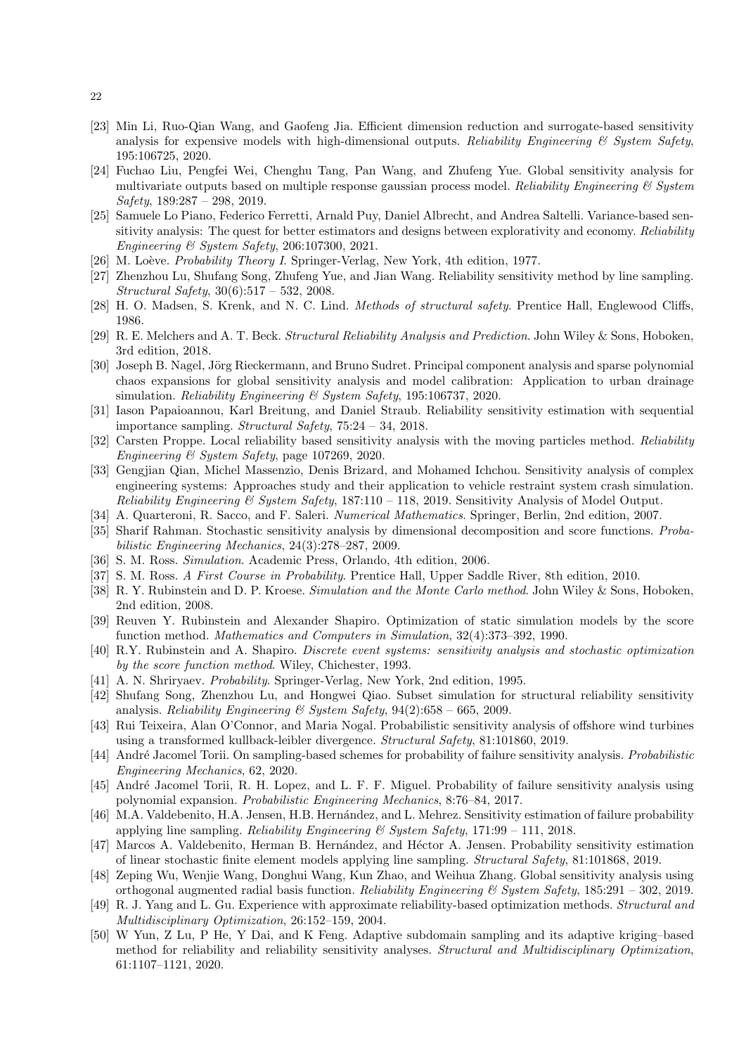[23] Min Li, Ruo-Qian Wang, and Gaofeng Jia. Efficient dimension reduction and surrogate-based sensitivity analysis for expensive models with high-dimensional outputs. *Reliability Engineering & System Safety*, 195:106725, 2020.

[24] Fuchao Liu, Pengfei Wei, Chenghu Tang, Pan Wang, and Zhufeng Yue. Global sensitivity analysis for multivariate outputs based on multiple response gaussian process model. *Reliability Engineering & System Safety*, 189:287 – 298, 2019.

[25] Samuele Lo Piano, Federico Ferretti, Arnald Puy, Daniel Albrecht, and Andrea Saltelli. Variance-based sensitivity analysis: The quest for better estimators and designs between explorativity and economy. *Reliability Engineering & System Safety*, 206:107300, 2021.

[26] M. Loève. *Probability Theory I*. Springer-Verlag, New York, 4th edition, 1977.

[27] Zhenzhou Lu, Shufang Song, Zhufeng Yue, and Jian Wang. Reliability sensitivity method by line sampling. *Structural Safety*, 30(6):517 – 532, 2008.

[28] H. O. Madsen, S. Krenk, and N. C. Lind. *Methods of structural safety*. Prentice Hall, Englewood Cliffs, 1986.

[29] R. E. Melchers and A. T. Beck. *Structural Reliability Analysis and Prediction*. John Wiley & Sons, Hoboken, 3rd edition, 2018.

[30] Joseph B. Nagel, Jörg Rieckermann, and Bruno Sudret. Principal component analysis and sparse polynomial chaos expansions for global sensitivity analysis and model calibration: Application to urban drainage simulation. *Reliability Engineering & System Safety*, 195:106737, 2020.

[31] Iason Papaioannou, Karl Breitung, and Daniel Straub. Reliability sensitivity estimation with sequential importance sampling. *Structural Safety*, 75:24 – 34, 2018.

[32] Carsten Proppe. Local reliability based sensitivity analysis with the moving particles method. *Reliability Engineering & System Safety*, page 107269, 2020.

[33] Gengjian Qian, Michel Massenzio, Denis Brizard, and Mohamed Ichchou. Sensitivity analysis of complex engineering systems: Approaches study and their application to vehicle restraint system crash simulation. *Reliability Engineering & System Safety*, 187:110 – 118, 2019. Sensitivity Analysis of Model Output.

[34] A. Quarteroni, R. Sacco, and F. Saleri. *Numerical Mathematics*. Springer, Berlin, 2nd edition, 2007.

[35] Sharif Rahman. Stochastic sensitivity analysis by dimensional decomposition and score functions. *Probabilistic Engineering Mechanics*, 24(3):278–287, 2009.

[36] S. M. Ross. *Simulation*. Academic Press, Orlando, 4th edition, 2006.

[37] S. M. Ross. *A First Course in Probability*. Prentice Hall, Upper Saddle River, 8th edition, 2010.

[38] R. Y. Rubinstein and D. P. Kroese. *Simulation and the Monte Carlo method*. John Wiley & Sons, Hoboken, 2nd edition, 2008.

[39] Reuven Y. Rubinstein and Alexander Shapiro. Optimization of static simulation models by the score function method. *Mathematics and Computers in Simulation*, 32(4):373–392, 1990.

[40] R.Y. Rubinstein and A. Shapiro. *Discrete event systems: sensitivity analysis and stochastic optimization by the score function method*. Wiley, Chichester, 1993.

[41] A. N. Shriryaev. *Probability*. Springer-Verlag, New York, 2nd edition, 1995.

[42] Shufang Song, Zhenzhou Lu, and Hongwei Qiao. Subset simulation for structural reliability sensitivity analysis. *Reliability Engineering & System Safety*, 94(2):658 – 665, 2009.

[43] Rui Teixeira, Alan O'Connor, and Maria Nogal. Probabilistic sensitivity analysis of offshore wind turbines using a transformed kullback-leibler divergence. *Structural Safety*, 81:101860, 2019.

[44] André Jacomel Torii. On sampling-based schemes for probability of failure sensitivity analysis. *Probabilistic Engineering Mechanics*, 62, 2020.

[45] André Jacomel Torii, R. H. Lopez, and L. F. F. Miguel. Probability of failure sensitivity analysis using polynomial expansion. *Probabilistic Engineering Mechanics*, 8:76–84, 2017.

[46] M.A. Valdebenito, H.A. Jensen, H.B. Hernández, and L. Mehrez. Sensitivity estimation of failure probability applying line sampling. *Reliability Engineering & System Safety*, 171:99 – 111, 2018.

[47] Marcos A. Valdebenito, Herman B. Hernández, and Héctor A. Jensen. Probability sensitivity estimation of linear stochastic finite element models applying line sampling. *Structural Safety*, 81:101868, 2019.

[48] Zeping Wu, Wenjie Wang, Donghui Wang, Kun Zhao, and Weihua Zhang. Global sensitivity analysis using orthogonal augmented radial basis function. *Reliability Engineering & System Safety*, 185:291 – 302, 2019.

[49] R. J. Yang and L. Gu. Experience with approximate reliability-based optimization methods. *Structural and Multidisciplinary Optimization*, 26:152–159, 2004.

[50] W Yun, Z Lu, P He, Y Dai, and K Feng. Adaptive subdomain sampling and its adaptive kriging–based method for reliability and reliability sensitivity analyses. *Structural and Multidisciplinary Optimization*, 61:1107–1121, 2020.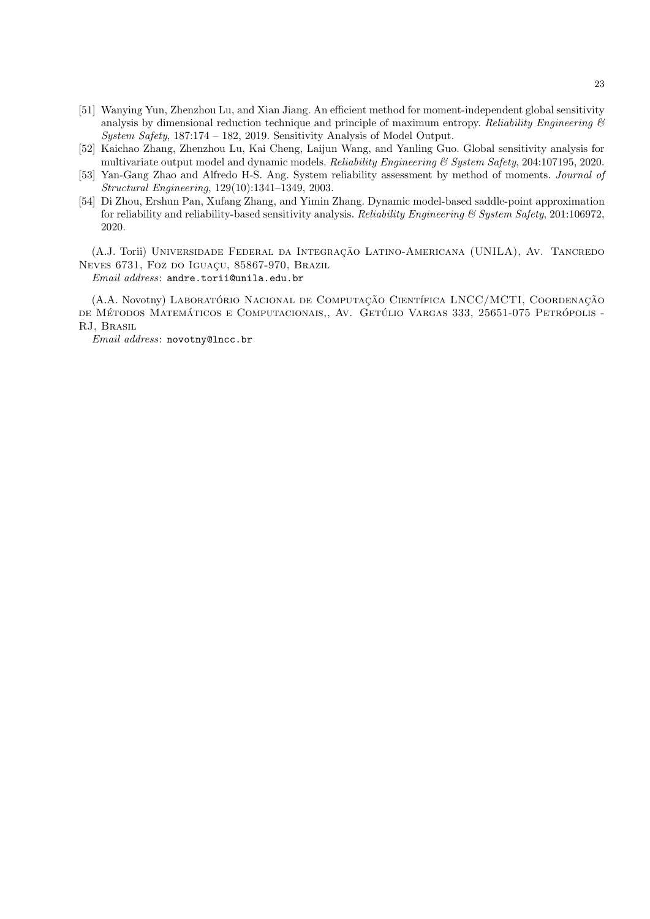[51] Wanying Yun, Zhenzhou Lu, and Xian Jiang. An efficient method for moment-independent global sensitivity analysis by dimensional reduction technique and principle of maximum entropy. *Reliability Engineering & System Safety*, 187:174 – 182, 2019. Sensitivity Analysis of Model Output.

[52] Kaichao Zhang, Zhenzhou Lu, Kai Cheng, Laijun Wang, and Yanling Guo. Global sensitivity analysis for multivariate output model and dynamic models. *Reliability Engineering & System Safety*, 204:107195, 2020.

[53] Yan-Gang Zhao and Alfredo H-S. Ang. System reliability assessment by method of moments. *Journal of Structural Engineering*, 129(10):1341–1349, 2003.

[54] Di Zhou, Ershun Pan, Xufang Zhang, and Yimin Zhang. Dynamic model-based saddle-point approximation for reliability and reliability-based sensitivity analysis. *Reliability Engineering & System Safety*, 201:106972, 2020.

(A.J. Torii) Universidade Federal da Integração Latino-Americana (UNILA), Av. Tancredo Neves 6731, Foz do Iguaçu, 85867-970, Brazil

*Email address*: `andre.torii@unila.edu.br`

(A.A. Novotny) Laboratório Nacional de Computação Científica LNCC/MCTI, Coordenação de Métodos Matemáticos e Computacionais,, Av. Getúlio Vargas 333, 25651-075 Petrópolis - RJ, Brasil

*Email address*: `novotny@lncc.br`